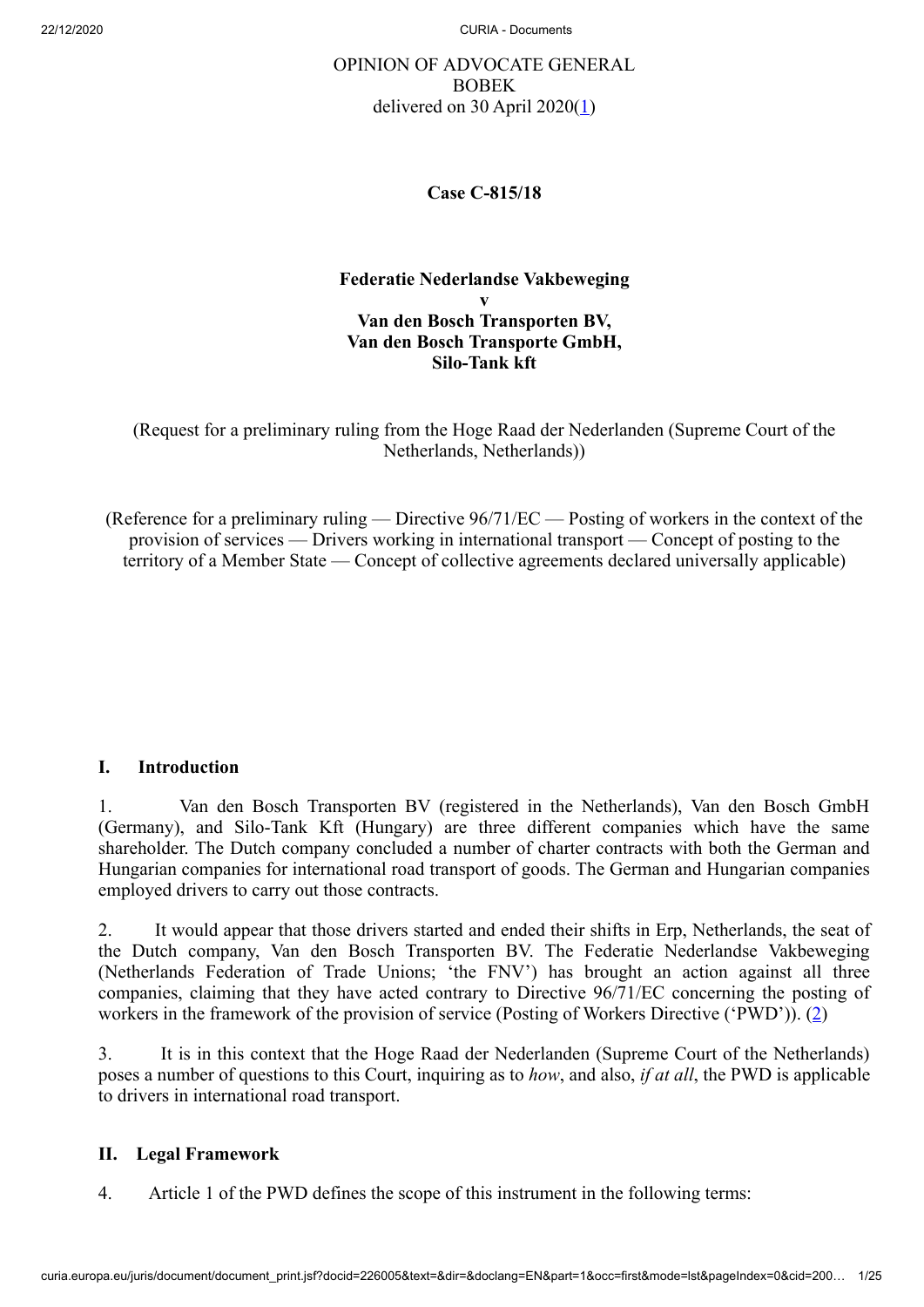OPINION OF ADVOCATE GENERAL
BOBEK
delivered on 30 April 2020[1]

**Case C‑815/18**

**Federatie Nederlandse Vakbeweging**
**v**
**Van den Bosch Transporten BV,**
**Van den Bosch Transporte GmbH,**
**Silo-Tank kft**

(Request for a preliminary ruling from the Hoge Raad der Nederlanden (Supreme Court of the Netherlands, Netherlands))

(Reference for a preliminary ruling — Directive 96/71/EC — Posting of workers in the context of the provision of services — Drivers working in international transport — Concept of posting to the territory of a Member State — Concept of collective agreements declared universally applicable)

## I. Introduction

1. Van den Bosch Transporten BV (registered in the Netherlands), Van den Bosch GmbH (Germany), and Silo-Tank Kft (Hungary) are three different companies which have the same shareholder. The Dutch company concluded a number of charter contracts with both the German and Hungarian companies for international road transport of goods. The German and Hungarian companies employed drivers to carry out those contracts.

2. It would appear that those drivers started and ended their shifts in Erp, Netherlands, the seat of the Dutch company, Van den Bosch Transporten BV. The Federatie Nederlandse Vakbeweging (Netherlands Federation of Trade Unions; 'the FNV') has brought an action against all three companies, claiming that they have acted contrary to Directive 96/71/EC concerning the posting of workers in the framework of the provision of service (Posting of Workers Directive ('PWD')). [2]

3. It is in this context that the Hoge Raad der Nederlanden (Supreme Court of the Netherlands) poses a number of questions to this Court, inquiring as to *how*, and also, *if at all*, the PWD is applicable to drivers in international road transport.

## II. Legal Framework

4. Article 1 of the PWD defines the scope of this instrument in the following terms: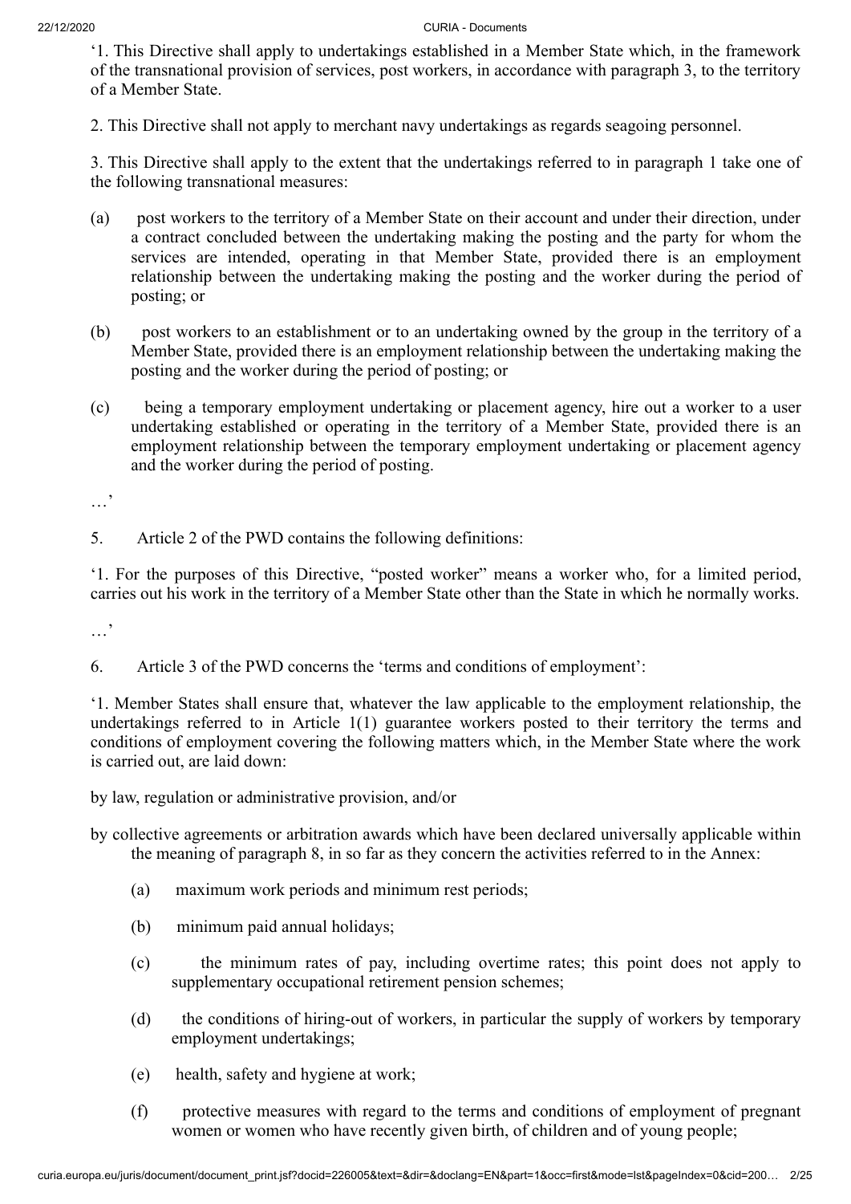'1. This Directive shall apply to undertakings established in a Member State which, in the framework of the transnational provision of services, post workers, in accordance with paragraph 3, to the territory of a Member State.

2. This Directive shall not apply to merchant navy undertakings as regards seagoing personnel.

3. This Directive shall apply to the extent that the undertakings referred to in paragraph 1 take one of the following transnational measures:

(a) post workers to the territory of a Member State on their account and under their direction, under a contract concluded between the undertaking making the posting and the party for whom the services are intended, operating in that Member State, provided there is an employment relationship between the undertaking making the posting and the worker during the period of posting; or

(b) post workers to an establishment or to an undertaking owned by the group in the territory of a Member State, provided there is an employment relationship between the undertaking making the posting and the worker during the period of posting; or

(c) being a temporary employment undertaking or placement agency, hire out a worker to a user undertaking established or operating in the territory of a Member State, provided there is an employment relationship between the temporary employment undertaking or placement agency and the worker during the period of posting.

…'

5. Article 2 of the PWD contains the following definitions:

'1. For the purposes of this Directive, "posted worker" means a worker who, for a limited period, carries out his work in the territory of a Member State other than the State in which he normally works.

…'

6. Article 3 of the PWD concerns the 'terms and conditions of employment':

'1. Member States shall ensure that, whatever the law applicable to the employment relationship, the undertakings referred to in Article 1(1) guarantee workers posted to their territory the terms and conditions of employment covering the following matters which, in the Member State where the work is carried out, are laid down:

by law, regulation or administrative provision, and/or

by collective agreements or arbitration awards which have been declared universally applicable within the meaning of paragraph 8, in so far as they concern the activities referred to in the Annex:

(a) maximum work periods and minimum rest periods;

(b) minimum paid annual holidays;

(c) the minimum rates of pay, including overtime rates; this point does not apply to supplementary occupational retirement pension schemes;

(d) the conditions of hiring-out of workers, in particular the supply of workers by temporary employment undertakings;

(e) health, safety and hygiene at work;

(f) protective measures with regard to the terms and conditions of employment of pregnant women or women who have recently given birth, of children and of young people;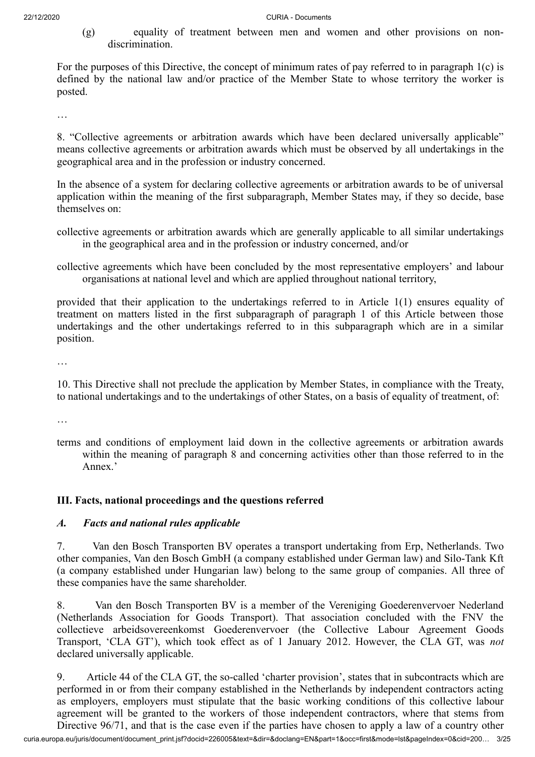(g) equality of treatment between men and women and other provisions on non-discrimination.

For the purposes of this Directive, the concept of minimum rates of pay referred to in paragraph 1(c) is defined by the national law and/or practice of the Member State to whose territory the worker is posted.

…

8. "Collective agreements or arbitration awards which have been declared universally applicable" means collective agreements or arbitration awards which must be observed by all undertakings in the geographical area and in the profession or industry concerned.

In the absence of a system for declaring collective agreements or arbitration awards to be of universal application within the meaning of the first subparagraph, Member States may, if they so decide, base themselves on:

collective agreements or arbitration awards which are generally applicable to all similar undertakings in the geographical area and in the profession or industry concerned, and/or

collective agreements which have been concluded by the most representative employers' and labour organisations at national level and which are applied throughout national territory,

provided that their application to the undertakings referred to in Article 1(1) ensures equality of treatment on matters listed in the first subparagraph of paragraph 1 of this Article between those undertakings and the other undertakings referred to in this subparagraph which are in a similar position.

…

10. This Directive shall not preclude the application by Member States, in compliance with the Treaty, to national undertakings and to the undertakings of other States, on a basis of equality of treatment, of:

…

terms and conditions of employment laid down in the collective agreements or arbitration awards within the meaning of paragraph 8 and concerning activities other than those referred to in the Annex.'

## III. Facts, national proceedings and the questions referred

### *A. Facts and national rules applicable*

7. Van den Bosch Transporten BV operates a transport undertaking from Erp, Netherlands. Two other companies, Van den Bosch GmbH (a company established under German law) and Silo-Tank Kft (a company established under Hungarian law) belong to the same group of companies. All three of these companies have the same shareholder.

8. Van den Bosch Transporten BV is a member of the Vereniging Goederenvervoer Nederland (Netherlands Association for Goods Transport). That association concluded with the FNV the collectieve arbeidsovereenkomst Goederenvervoer (the Collective Labour Agreement Goods Transport, 'CLA GT'), which took effect as of 1 January 2012. However, the CLA GT, was *not* declared universally applicable.

9. Article 44 of the CLA GT, the so-called 'charter provision', states that in subcontracts which are performed in or from their company established in the Netherlands by independent contractors acting as employers, employers must stipulate that the basic working conditions of this collective labour agreement will be granted to the workers of those independent contractors, where that stems from Directive 96/71, and that is the case even if the parties have chosen to apply a law of a country other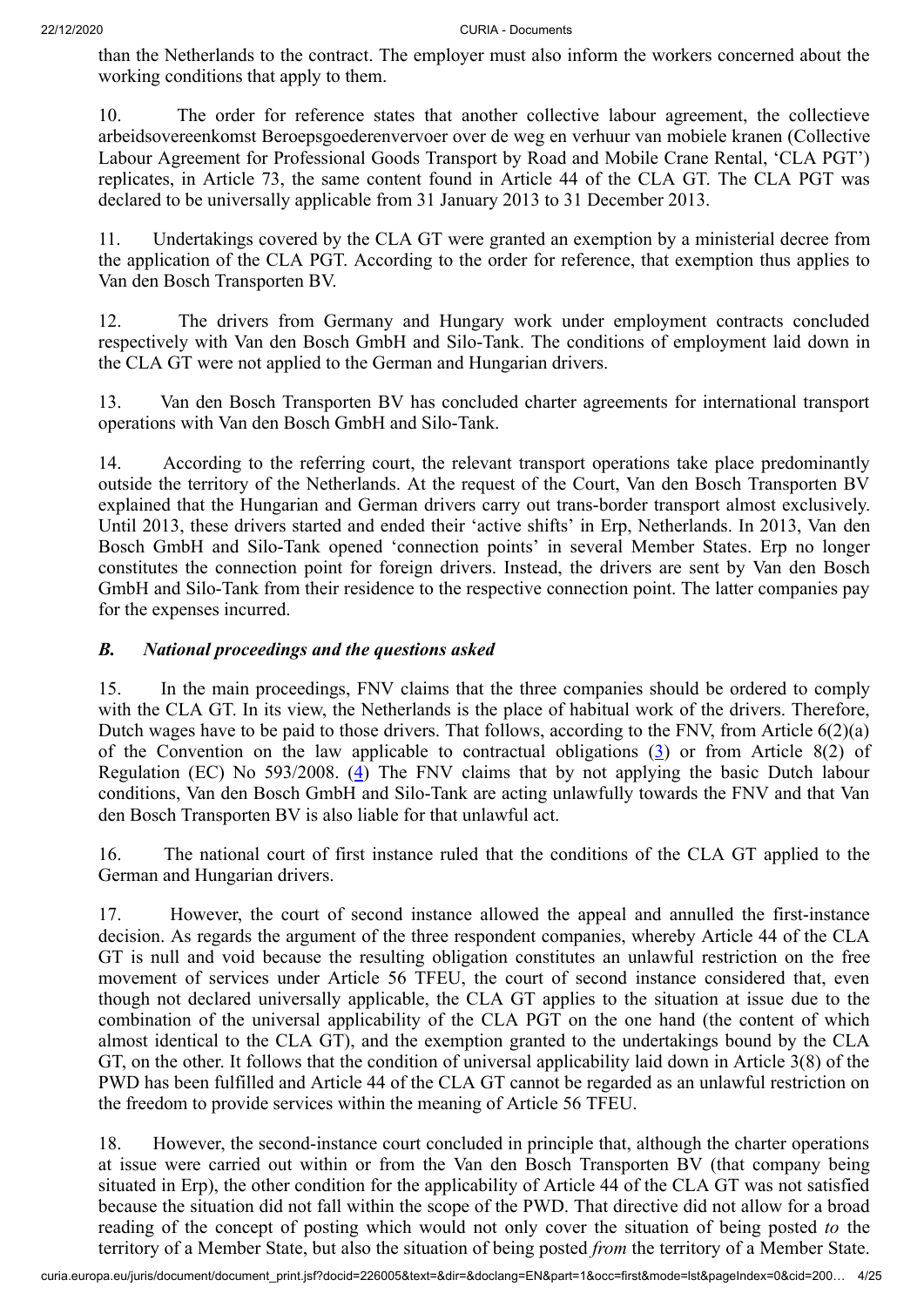than the Netherlands to the contract. The employer must also inform the workers concerned about the working conditions that apply to them.

10. The order for reference states that another collective labour agreement, the collectieve arbeidsovereenkomst Beroepsgoederenvervoer over de weg en verhuur van mobiele kranen (Collective Labour Agreement for Professional Goods Transport by Road and Mobile Crane Rental, 'CLA PGT') replicates, in Article 73, the same content found in Article 44 of the CLA GT. The CLA PGT was declared to be universally applicable from 31 January 2013 to 31 December 2013.

11. Undertakings covered by the CLA GT were granted an exemption by a ministerial decree from the application of the CLA PGT. According to the order for reference, that exemption thus applies to Van den Bosch Transporten BV.

12. The drivers from Germany and Hungary work under employment contracts concluded respectively with Van den Bosch GmbH and Silo-Tank. The conditions of employment laid down in the CLA GT were not applied to the German and Hungarian drivers.

13. Van den Bosch Transporten BV has concluded charter agreements for international transport operations with Van den Bosch GmbH and Silo-Tank.

14. According to the referring court, the relevant transport operations take place predominantly outside the territory of the Netherlands. At the request of the Court, Van den Bosch Transporten BV explained that the Hungarian and German drivers carry out trans-border transport almost exclusively. Until 2013, these drivers started and ended their 'active shifts' in Erp, Netherlands. In 2013, Van den Bosch GmbH and Silo-Tank opened 'connection points' in several Member States. Erp no longer constitutes the connection point for foreign drivers. Instead, the drivers are sent by Van den Bosch GmbH and Silo-Tank from their residence to the respective connection point. The latter companies pay for the expenses incurred.

### *B. National proceedings and the questions asked*

15. In the main proceedings, FNV claims that the three companies should be ordered to comply with the CLA GT. In its view, the Netherlands is the place of habitual work of the drivers. Therefore, Dutch wages have to be paid to those drivers. That follows, according to the FNV, from Article 6(2)(a) of the Convention on the law applicable to contractual obligations (3) or from Article 8(2) of Regulation (EC) No 593/2008. (4) The FNV claims that by not applying the basic Dutch labour conditions, Van den Bosch GmbH and Silo-Tank are acting unlawfully towards the FNV and that Van den Bosch Transporten BV is also liable for that unlawful act.

16. The national court of first instance ruled that the conditions of the CLA GT applied to the German and Hungarian drivers.

17. However, the court of second instance allowed the appeal and annulled the first-instance decision. As regards the argument of the three respondent companies, whereby Article 44 of the CLA GT is null and void because the resulting obligation constitutes an unlawful restriction on the free movement of services under Article 56 TFEU, the court of second instance considered that, even though not declared universally applicable, the CLA GT applies to the situation at issue due to the combination of the universal applicability of the CLA PGT on the one hand (the content of which almost identical to the CLA GT), and the exemption granted to the undertakings bound by the CLA GT, on the other. It follows that the condition of universal applicability laid down in Article 3(8) of the PWD has been fulfilled and Article 44 of the CLA GT cannot be regarded as an unlawful restriction on the freedom to provide services within the meaning of Article 56 TFEU.

18. However, the second-instance court concluded in principle that, although the charter operations at issue were carried out within or from the Van den Bosch Transporten BV (that company being situated in Erp), the other condition for the applicability of Article 44 of the CLA GT was not satisfied because the situation did not fall within the scope of the PWD. That directive did not allow for a broad reading of the concept of posting which would not only cover the situation of being posted *to* the territory of a Member State, but also the situation of being posted *from* the territory of a Member State.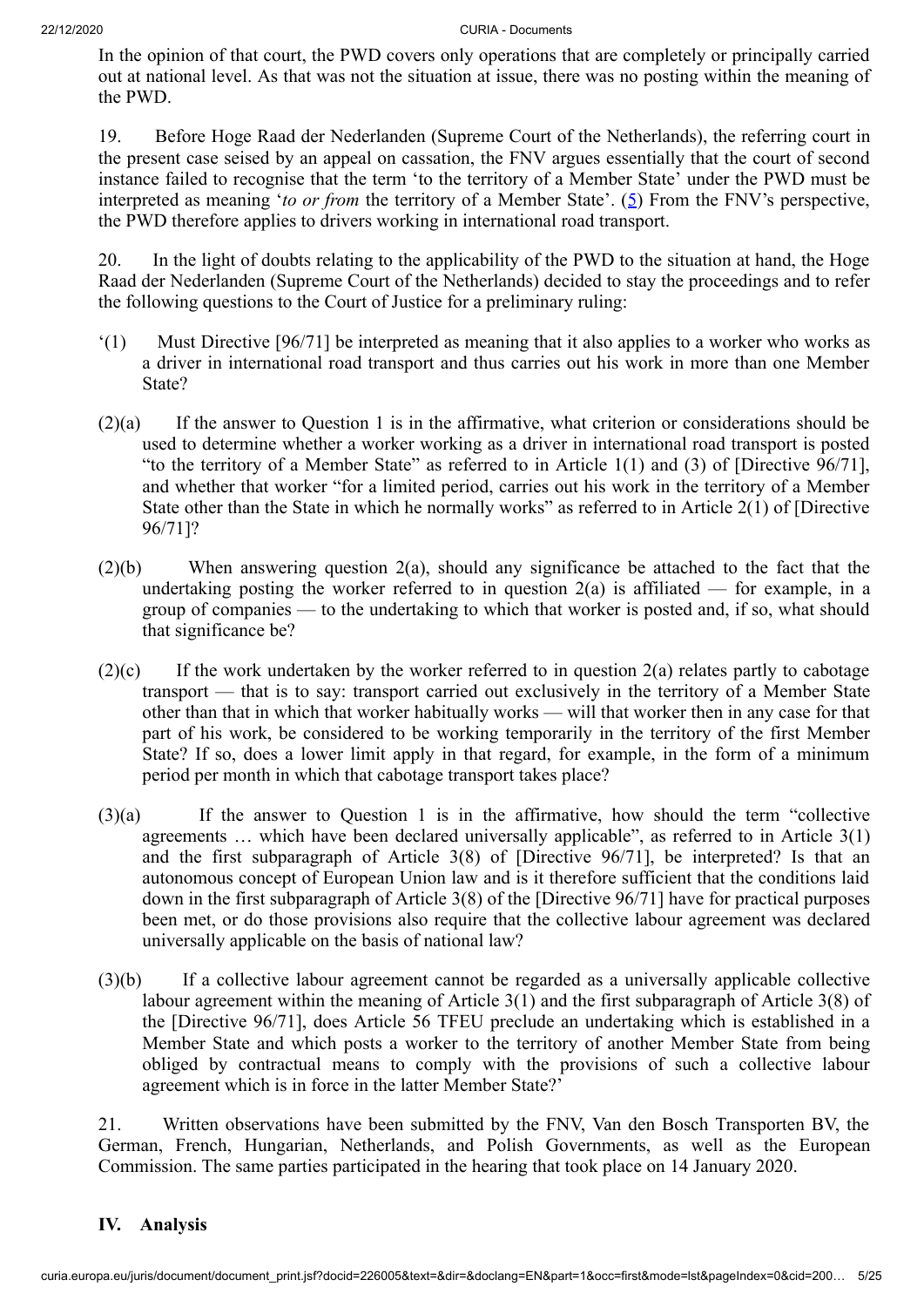In the opinion of that court, the PWD covers only operations that are completely or principally carried out at national level. As that was not the situation at issue, there was no posting within the meaning of the PWD.

19. Before Hoge Raad der Nederlanden (Supreme Court of the Netherlands), the referring court in the present case seised by an appeal on cassation, the FNV argues essentially that the court of second instance failed to recognise that the term 'to the territory of a Member State' under the PWD must be interpreted as meaning '*to or from* the territory of a Member State'. (5) From the FNV's perspective, the PWD therefore applies to drivers working in international road transport.

20. In the light of doubts relating to the applicability of the PWD to the situation at hand, the Hoge Raad der Nederlanden (Supreme Court of the Netherlands) decided to stay the proceedings and to refer the following questions to the Court of Justice for a preliminary ruling:

'(1) Must Directive [96/71] be interpreted as meaning that it also applies to a worker who works as a driver in international road transport and thus carries out his work in more than one Member State?

(2)(a) If the answer to Question 1 is in the affirmative, what criterion or considerations should be used to determine whether a worker working as a driver in international road transport is posted "to the territory of a Member State" as referred to in Article 1(1) and (3) of [Directive 96/71], and whether that worker "for a limited period, carries out his work in the territory of a Member State other than the State in which he normally works" as referred to in Article 2(1) of [Directive 96/71]?

(2)(b) When answering question 2(a), should any significance be attached to the fact that the undertaking posting the worker referred to in question 2(a) is affiliated — for example, in a group of companies — to the undertaking to which that worker is posted and, if so, what should that significance be?

(2)(c) If the work undertaken by the worker referred to in question 2(a) relates partly to cabotage transport — that is to say: transport carried out exclusively in the territory of a Member State other than that in which that worker habitually works — will that worker then in any case for that part of his work, be considered to be working temporarily in the territory of the first Member State? If so, does a lower limit apply in that regard, for example, in the form of a minimum period per month in which that cabotage transport takes place?

(3)(a) If the answer to Question 1 is in the affirmative, how should the term "collective agreements … which have been declared universally applicable", as referred to in Article 3(1) and the first subparagraph of Article 3(8) of [Directive 96/71], be interpreted? Is that an autonomous concept of European Union law and is it therefore sufficient that the conditions laid down in the first subparagraph of Article 3(8) of the [Directive 96/71] have for practical purposes been met, or do those provisions also require that the collective labour agreement was declared universally applicable on the basis of national law?

(3)(b) If a collective labour agreement cannot be regarded as a universally applicable collective labour agreement within the meaning of Article 3(1) and the first subparagraph of Article 3(8) of the [Directive 96/71], does Article 56 TFEU preclude an undertaking which is established in a Member State and which posts a worker to the territory of another Member State from being obliged by contractual means to comply with the provisions of such a collective labour agreement which is in force in the latter Member State?'

21. Written observations have been submitted by the FNV, Van den Bosch Transporten BV, the German, French, Hungarian, Netherlands, and Polish Governments, as well as the European Commission. The same parties participated in the hearing that took place on 14 January 2020.

## IV. Analysis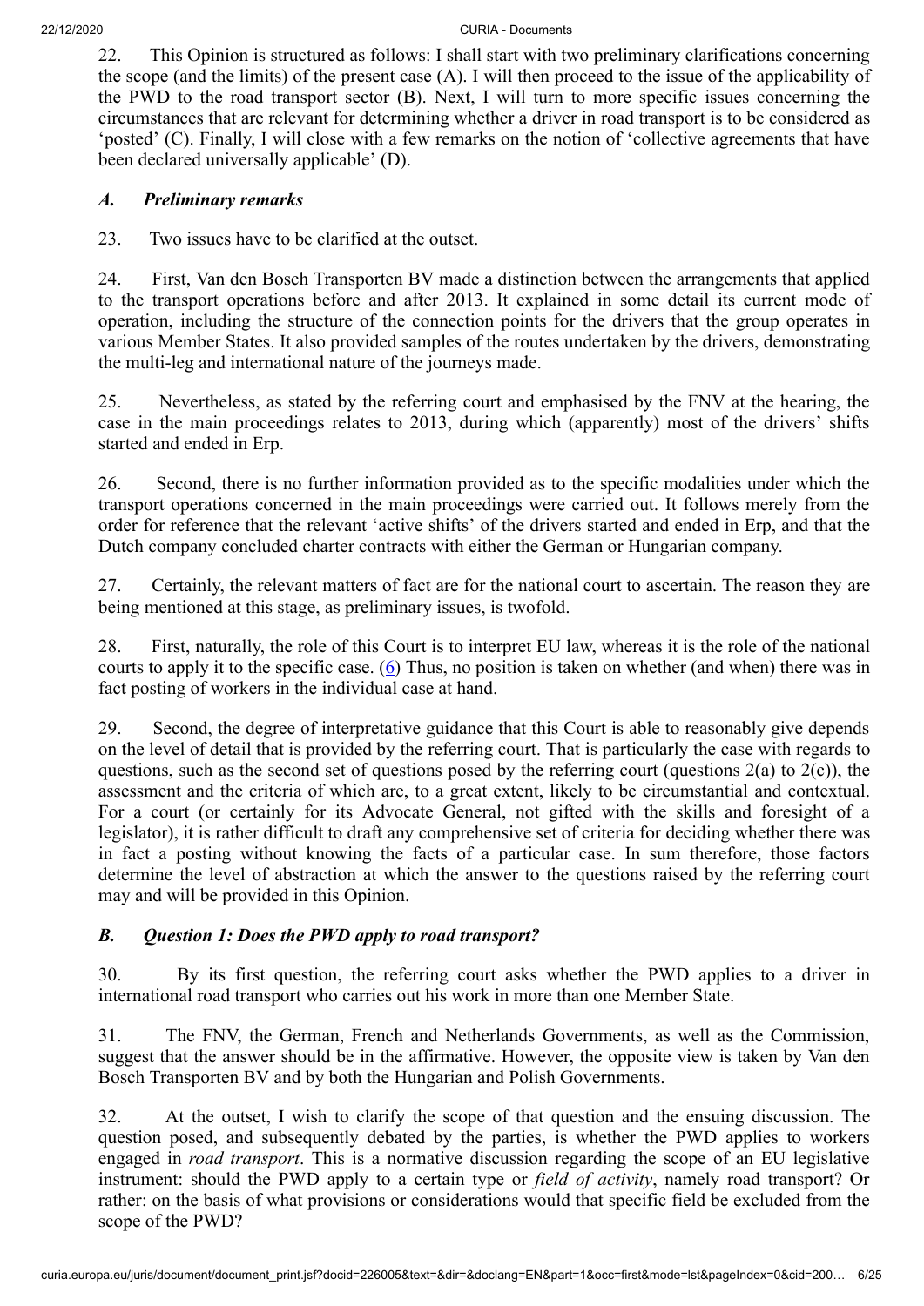22. This Opinion is structured as follows: I shall start with two preliminary clarifications concerning the scope (and the limits) of the present case (A). I will then proceed to the issue of the applicability of the PWD to the road transport sector (B). Next, I will turn to more specific issues concerning the circumstances that are relevant for determining whether a driver in road transport is to be considered as 'posted' (C). Finally, I will close with a few remarks on the notion of 'collective agreements that have been declared universally applicable' (D).

### *A. Preliminary remarks*

23. Two issues have to be clarified at the outset.

24. First, Van den Bosch Transporten BV made a distinction between the arrangements that applied to the transport operations before and after 2013. It explained in some detail its current mode of operation, including the structure of the connection points for the drivers that the group operates in various Member States. It also provided samples of the routes undertaken by the drivers, demonstrating the multi-leg and international nature of the journeys made.

25. Nevertheless, as stated by the referring court and emphasised by the FNV at the hearing, the case in the main proceedings relates to 2013, during which (apparently) most of the drivers' shifts started and ended in Erp.

26. Second, there is no further information provided as to the specific modalities under which the transport operations concerned in the main proceedings were carried out. It follows merely from the order for reference that the relevant 'active shifts' of the drivers started and ended in Erp, and that the Dutch company concluded charter contracts with either the German or Hungarian company.

27. Certainly, the relevant matters of fact are for the national court to ascertain. The reason they are being mentioned at this stage, as preliminary issues, is twofold.

28. First, naturally, the role of this Court is to interpret EU law, whereas it is the role of the national courts to apply it to the specific case. (6) Thus, no position is taken on whether (and when) there was in fact posting of workers in the individual case at hand.

29. Second, the degree of interpretative guidance that this Court is able to reasonably give depends on the level of detail that is provided by the referring court. That is particularly the case with regards to questions, such as the second set of questions posed by the referring court (questions 2(a) to 2(c)), the assessment and the criteria of which are, to a great extent, likely to be circumstantial and contextual. For a court (or certainly for its Advocate General, not gifted with the skills and foresight of a legislator), it is rather difficult to draft any comprehensive set of criteria for deciding whether there was in fact a posting without knowing the facts of a particular case. In sum therefore, those factors determine the level of abstraction at which the answer to the questions raised by the referring court may and will be provided in this Opinion.

### *B. Question 1: Does the PWD apply to road transport?*

30. By its first question, the referring court asks whether the PWD applies to a driver in international road transport who carries out his work in more than one Member State.

31. The FNV, the German, French and Netherlands Governments, as well as the Commission, suggest that the answer should be in the affirmative. However, the opposite view is taken by Van den Bosch Transporten BV and by both the Hungarian and Polish Governments.

32. At the outset, I wish to clarify the scope of that question and the ensuing discussion. The question posed, and subsequently debated by the parties, is whether the PWD applies to workers engaged in *road transport*. This is a normative discussion regarding the scope of an EU legislative instrument: should the PWD apply to a certain type or *field of activity*, namely road transport? Or rather: on the basis of what provisions or considerations would that specific field be excluded from the scope of the PWD?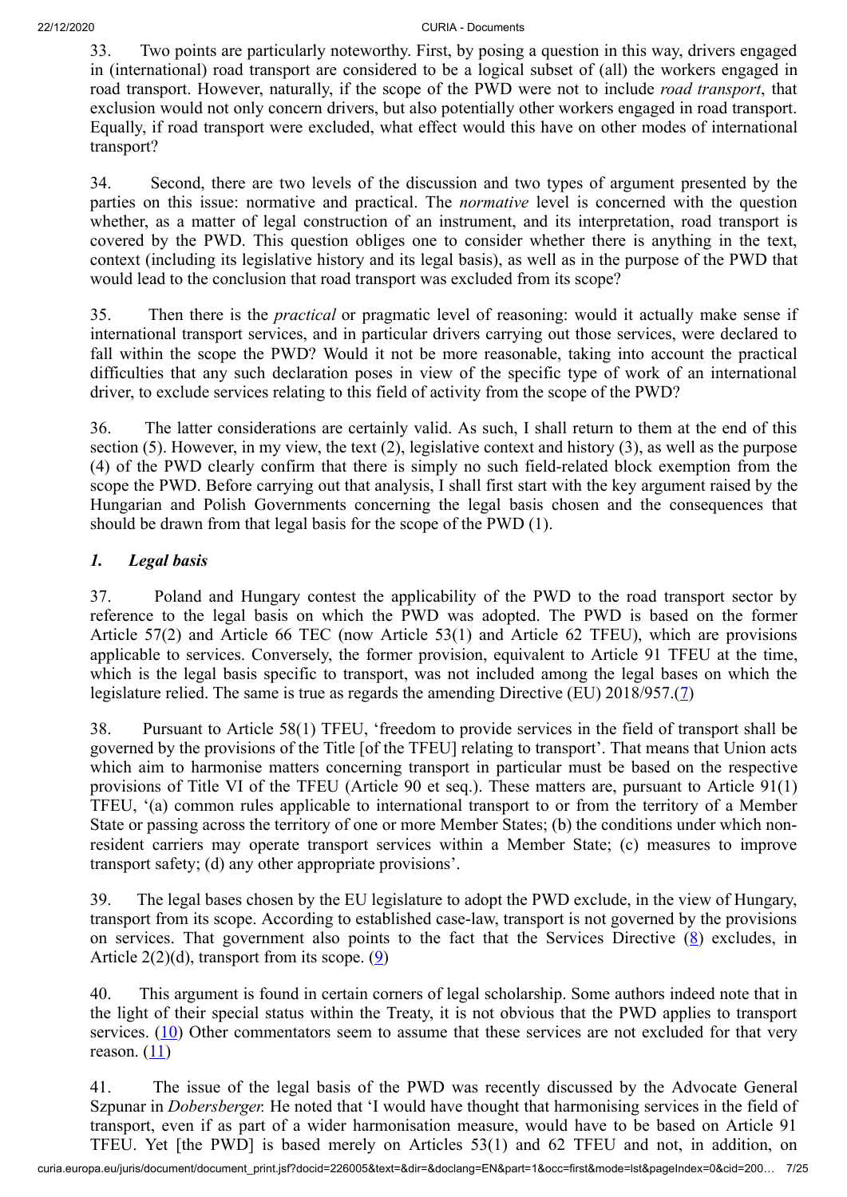33. Two points are particularly noteworthy. First, by posing a question in this way, drivers engaged in (international) road transport are considered to be a logical subset of (all) the workers engaged in road transport. However, naturally, if the scope of the PWD were not to include *road transport*, that exclusion would not only concern drivers, but also potentially other workers engaged in road transport. Equally, if road transport were excluded, what effect would this have on other modes of international transport?

34. Second, there are two levels of the discussion and two types of argument presented by the parties on this issue: normative and practical. The *normative* level is concerned with the question whether, as a matter of legal construction of an instrument, and its interpretation, road transport is covered by the PWD. This question obliges one to consider whether there is anything in the text, context (including its legislative history and its legal basis), as well as in the purpose of the PWD that would lead to the conclusion that road transport was excluded from its scope?

35. Then there is the *practical* or pragmatic level of reasoning: would it actually make sense if international transport services, and in particular drivers carrying out those services, were declared to fall within the scope the PWD? Would it not be more reasonable, taking into account the practical difficulties that any such declaration poses in view of the specific type of work of an international driver, to exclude services relating to this field of activity from the scope of the PWD?

36. The latter considerations are certainly valid. As such, I shall return to them at the end of this section (5). However, in my view, the text (2), legislative context and history (3), as well as the purpose (4) of the PWD clearly confirm that there is simply no such field-related block exemption from the scope the PWD. Before carrying out that analysis, I shall first start with the key argument raised by the Hungarian and Polish Governments concerning the legal basis chosen and the consequences that should be drawn from that legal basis for the scope of the PWD (1).

### *1. Legal basis*

37. Poland and Hungary contest the applicability of the PWD to the road transport sector by reference to the legal basis on which the PWD was adopted. The PWD is based on the former Article 57(2) and Article 66 TEC (now Article 53(1) and Article 62 TFEU), which are provisions applicable to services. Conversely, the former provision, equivalent to Article 91 TFEU at the time, which is the legal basis specific to transport, was not included among the legal bases on which the legislature relied. The same is true as regards the amending Directive (EU) 2018/957.(7)

38. Pursuant to Article 58(1) TFEU, 'freedom to provide services in the field of transport shall be governed by the provisions of the Title [of the TFEU] relating to transport'. That means that Union acts which aim to harmonise matters concerning transport in particular must be based on the respective provisions of Title VI of the TFEU (Article 90 et seq.). These matters are, pursuant to Article 91(1) TFEU, '(a) common rules applicable to international transport to or from the territory of a Member State or passing across the territory of one or more Member States; (b) the conditions under which non-resident carriers may operate transport services within a Member State; (c) measures to improve transport safety; (d) any other appropriate provisions'.

39. The legal bases chosen by the EU legislature to adopt the PWD exclude, in the view of Hungary, transport from its scope. According to established case-law, transport is not governed by the provisions on services. That government also points to the fact that the Services Directive (8) excludes, in Article 2(2)(d), transport from its scope. (9)

40. This argument is found in certain corners of legal scholarship. Some authors indeed note that in the light of their special status within the Treaty, it is not obvious that the PWD applies to transport services. (10) Other commentators seem to assume that these services are not excluded for that very reason. (11)

41. The issue of the legal basis of the PWD was recently discussed by the Advocate General Szpunar in *Dobersberger.* He noted that 'I would have thought that harmonising services in the field of transport, even if as part of a wider harmonisation measure, would have to be based on Article 91 TFEU. Yet [the PWD] is based merely on Articles 53(1) and 62 TFEU and not, in addition, on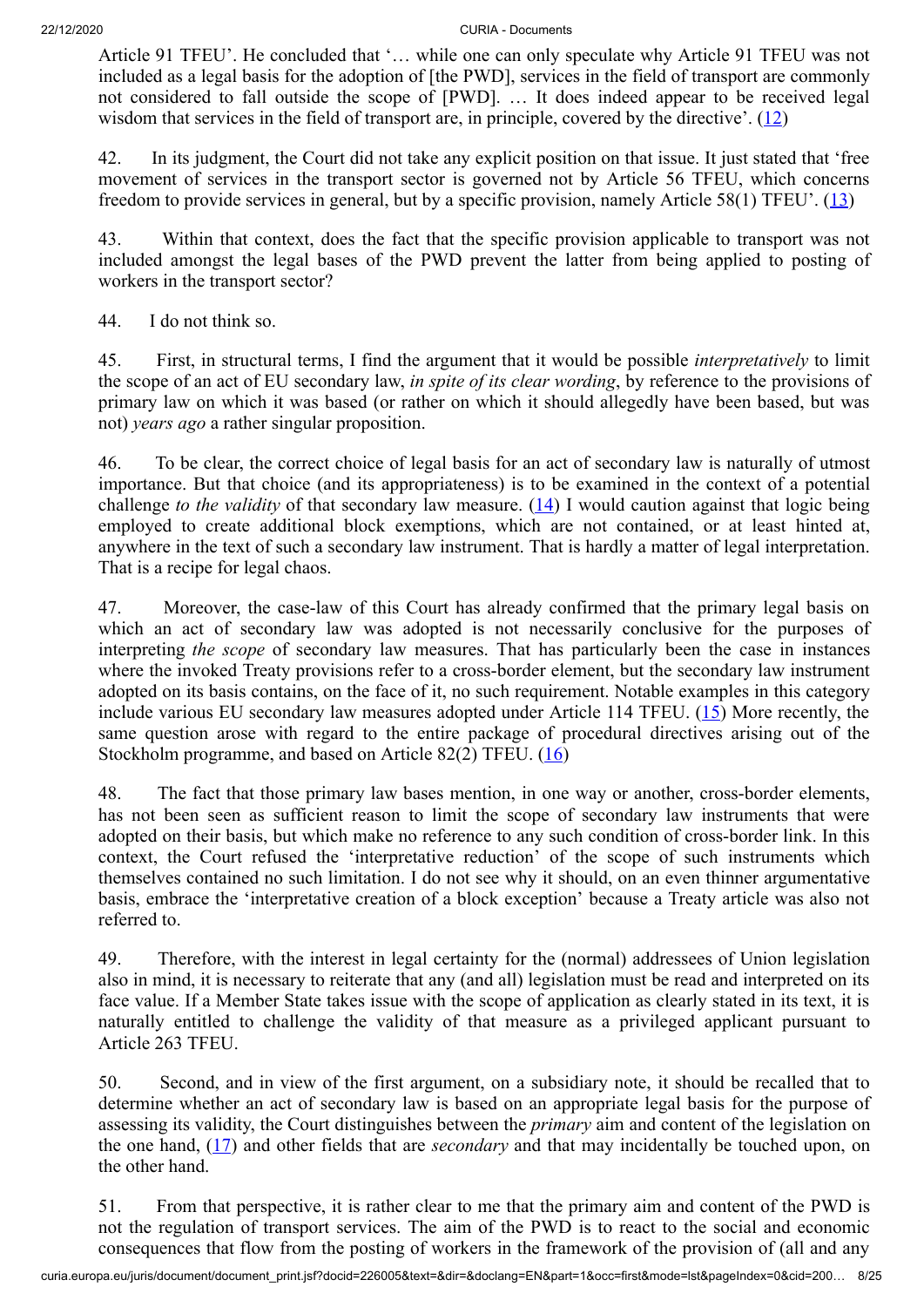Article 91 TFEU'. He concluded that '… while one can only speculate why Article 91 TFEU was not included as a legal basis for the adoption of [the PWD], services in the field of transport are commonly not considered to fall outside the scope of [PWD]. … It does indeed appear to be received legal wisdom that services in the field of transport are, in principle, covered by the directive'. (12)

42. In its judgment, the Court did not take any explicit position on that issue. It just stated that 'free movement of services in the transport sector is governed not by Article 56 TFEU, which concerns freedom to provide services in general, but by a specific provision, namely Article 58(1) TFEU'. (13)

43. Within that context, does the fact that the specific provision applicable to transport was not included amongst the legal bases of the PWD prevent the latter from being applied to posting of workers in the transport sector?

44. I do not think so.

45. First, in structural terms, I find the argument that it would be possible *interpretatively* to limit the scope of an act of EU secondary law, *in spite of its clear wording*, by reference to the provisions of primary law on which it was based (or rather on which it should allegedly have been based, but was not) *years ago* a rather singular proposition.

46. To be clear, the correct choice of legal basis for an act of secondary law is naturally of utmost importance. But that choice (and its appropriateness) is to be examined in the context of a potential challenge *to the validity* of that secondary law measure. (14) I would caution against that logic being employed to create additional block exemptions, which are not contained, or at least hinted at, anywhere in the text of such a secondary law instrument. That is hardly a matter of legal interpretation. That is a recipe for legal chaos.

47. Moreover, the case-law of this Court has already confirmed that the primary legal basis on which an act of secondary law was adopted is not necessarily conclusive for the purposes of interpreting *the scope* of secondary law measures. That has particularly been the case in instances where the invoked Treaty provisions refer to a cross-border element, but the secondary law instrument adopted on its basis contains, on the face of it, no such requirement. Notable examples in this category include various EU secondary law measures adopted under Article 114 TFEU. (15) More recently, the same question arose with regard to the entire package of procedural directives arising out of the Stockholm programme, and based on Article 82(2) TFEU. (16)

48. The fact that those primary law bases mention, in one way or another, cross-border elements, has not been seen as sufficient reason to limit the scope of secondary law instruments that were adopted on their basis, but which make no reference to any such condition of cross-border link. In this context, the Court refused the 'interpretative reduction' of the scope of such instruments which themselves contained no such limitation. I do not see why it should, on an even thinner argumentative basis, embrace the 'interpretative creation of a block exception' because a Treaty article was also not referred to.

49. Therefore, with the interest in legal certainty for the (normal) addressees of Union legislation also in mind, it is necessary to reiterate that any (and all) legislation must be read and interpreted on its face value. If a Member State takes issue with the scope of application as clearly stated in its text, it is naturally entitled to challenge the validity of that measure as a privileged applicant pursuant to Article 263 TFEU.

50. Second, and in view of the first argument, on a subsidiary note, it should be recalled that to determine whether an act of secondary law is based on an appropriate legal basis for the purpose of assessing its validity, the Court distinguishes between the *primary* aim and content of the legislation on the one hand, (17) and other fields that are *secondary* and that may incidentally be touched upon, on the other hand.

51. From that perspective, it is rather clear to me that the primary aim and content of the PWD is not the regulation of transport services. The aim of the PWD is to react to the social and economic consequences that flow from the posting of workers in the framework of the provision of (all and any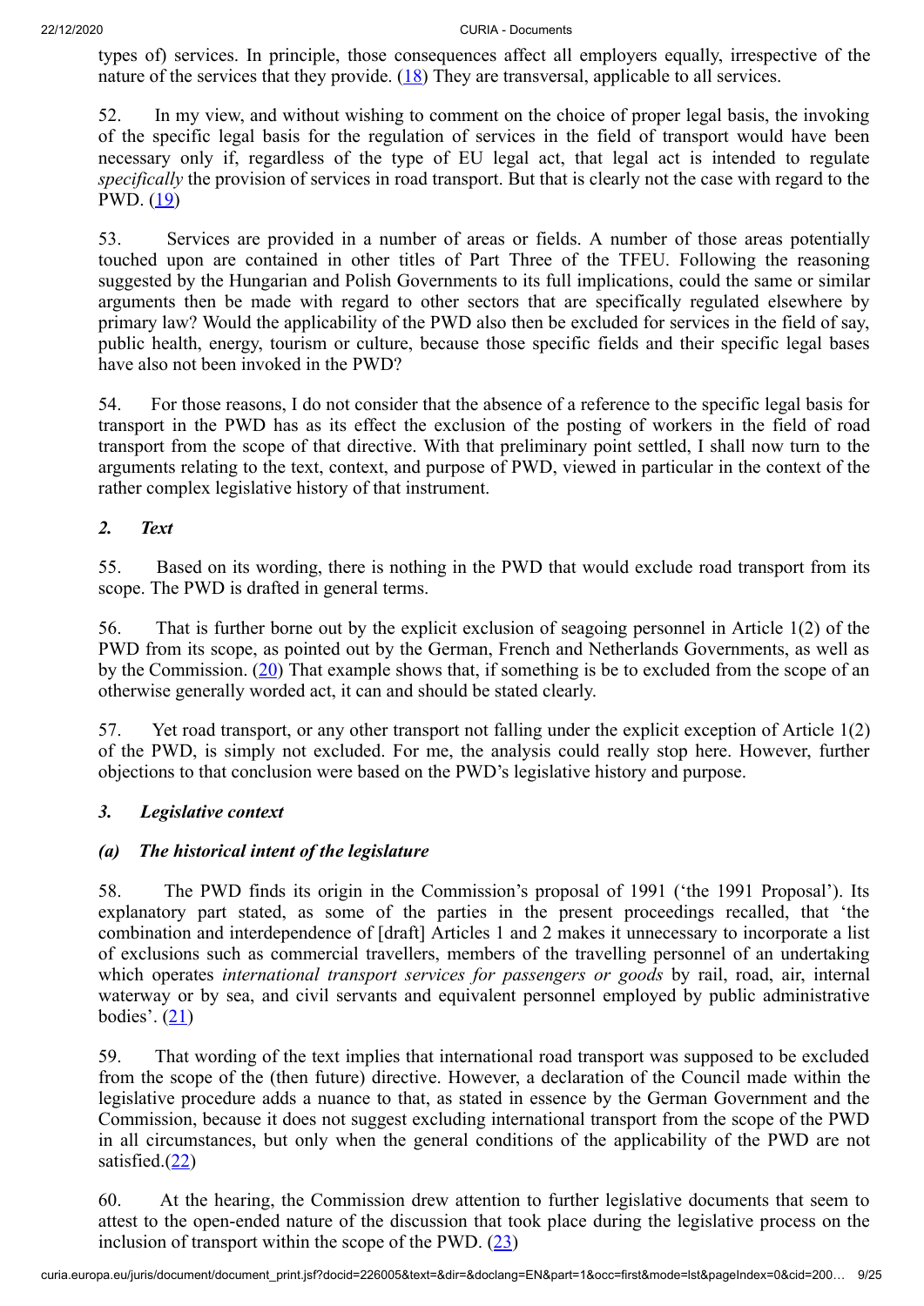types of) services. In principle, those consequences affect all employers equally, irrespective of the nature of the services that they provide. (18) They are transversal, applicable to all services.

52. In my view, and without wishing to comment on the choice of proper legal basis, the invoking of the specific legal basis for the regulation of services in the field of transport would have been necessary only if, regardless of the type of EU legal act, that legal act is intended to regulate *specifically* the provision of services in road transport. But that is clearly not the case with regard to the PWD. (19)

53. Services are provided in a number of areas or fields. A number of those areas potentially touched upon are contained in other titles of Part Three of the TFEU. Following the reasoning suggested by the Hungarian and Polish Governments to its full implications, could the same or similar arguments then be made with regard to other sectors that are specifically regulated elsewhere by primary law? Would the applicability of the PWD also then be excluded for services in the field of say, public health, energy, tourism or culture, because those specific fields and their specific legal bases have also not been invoked in the PWD?

54. For those reasons, I do not consider that the absence of a reference to the specific legal basis for transport in the PWD has as its effect the exclusion of the posting of workers in the field of road transport from the scope of that directive. With that preliminary point settled, I shall now turn to the arguments relating to the text, context, and purpose of PWD, viewed in particular in the context of the rather complex legislative history of that instrument.

### *2. Text*

55. Based on its wording, there is nothing in the PWD that would exclude road transport from its scope. The PWD is drafted in general terms.

56. That is further borne out by the explicit exclusion of seagoing personnel in Article 1(2) of the PWD from its scope, as pointed out by the German, French and Netherlands Governments, as well as by the Commission. (20) That example shows that, if something is be to excluded from the scope of an otherwise generally worded act, it can and should be stated clearly.

57. Yet road transport, or any other transport not falling under the explicit exception of Article 1(2) of the PWD, is simply not excluded. For me, the analysis could really stop here. However, further objections to that conclusion were based on the PWD's legislative history and purpose.

### *3. Legislative context*

#### *(a) The historical intent of the legislature*

58. The PWD finds its origin in the Commission's proposal of 1991 ('the 1991 Proposal'). Its explanatory part stated, as some of the parties in the present proceedings recalled, that 'the combination and interdependence of [draft] Articles 1 and 2 makes it unnecessary to incorporate a list of exclusions such as commercial travellers, members of the travelling personnel of an undertaking which operates *international transport services for passengers or goods* by rail, road, air, internal waterway or by sea, and civil servants and equivalent personnel employed by public administrative bodies'. (21)

59. That wording of the text implies that international road transport was supposed to be excluded from the scope of the (then future) directive. However, a declaration of the Council made within the legislative procedure adds a nuance to that, as stated in essence by the German Government and the Commission, because it does not suggest excluding international transport from the scope of the PWD in all circumstances, but only when the general conditions of the applicability of the PWD are not satisfied.(22)

60. At the hearing, the Commission drew attention to further legislative documents that seem to attest to the open-ended nature of the discussion that took place during the legislative process on the inclusion of transport within the scope of the PWD. (23)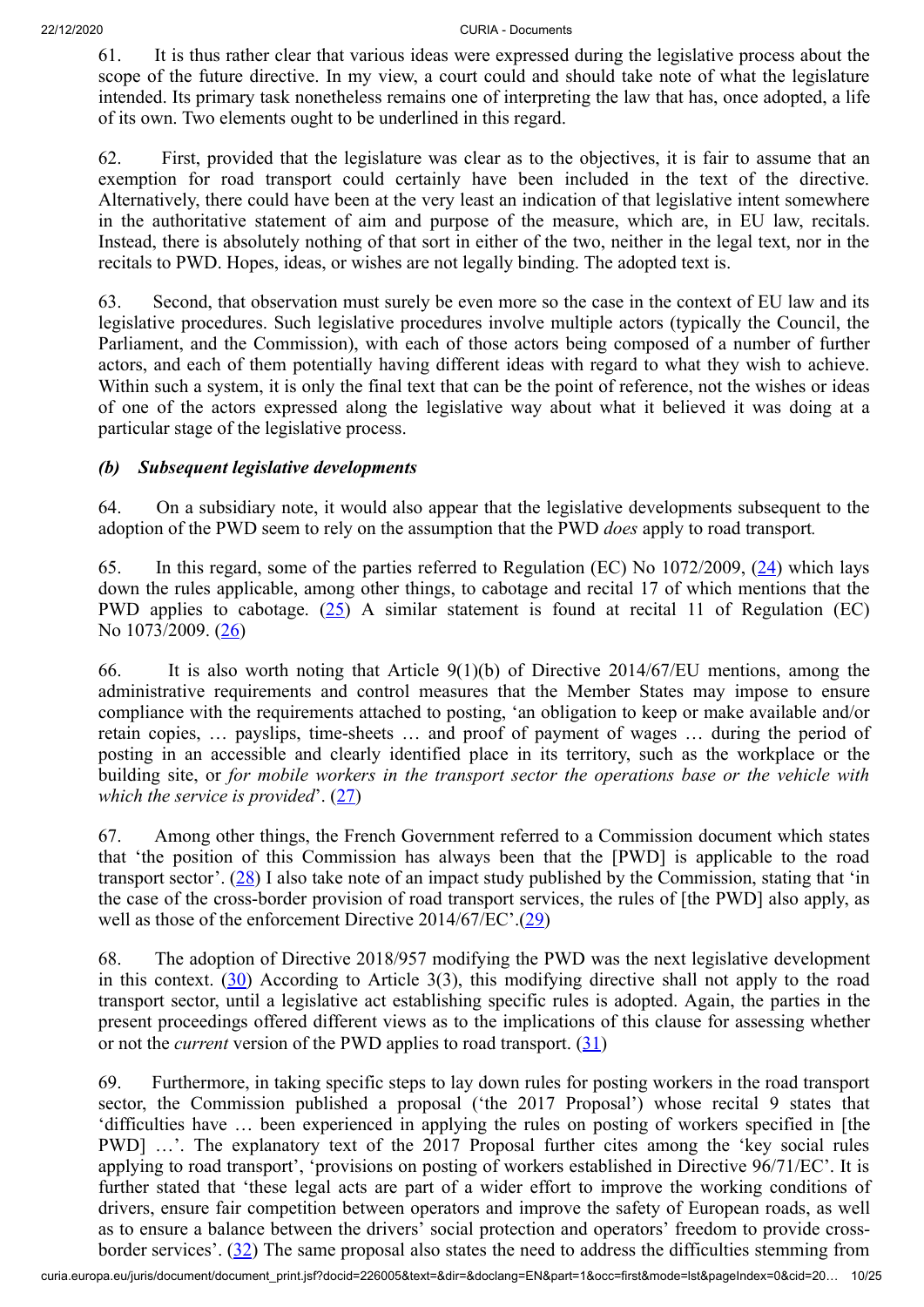61. It is thus rather clear that various ideas were expressed during the legislative process about the scope of the future directive. In my view, a court could and should take note of what the legislature intended. Its primary task nonetheless remains one of interpreting the law that has, once adopted, a life of its own. Two elements ought to be underlined in this regard.

62. First, provided that the legislature was clear as to the objectives, it is fair to assume that an exemption for road transport could certainly have been included in the text of the directive. Alternatively, there could have been at the very least an indication of that legislative intent somewhere in the authoritative statement of aim and purpose of the measure, which are, in EU law, recitals. Instead, there is absolutely nothing of that sort in either of the two, neither in the legal text, nor in the recitals to PWD. Hopes, ideas, or wishes are not legally binding. The adopted text is.

63. Second, that observation must surely be even more so the case in the context of EU law and its legislative procedures. Such legislative procedures involve multiple actors (typically the Council, further the Parliament, and the Commission), with each of those actors being composed of a number of further actors, and each of them potentially having different ideas with regard to what they wish to achieve. Within such a system, it is only the final text that can be the point of reference, not the wishes or ideas of one of the actors expressed along the legislative way about what it believed it was doing at a particular stage of the legislative process.

### *(b) Subsequent legislative developments*

64. On a subsidiary note, it would also appear that the legislative developments subsequent to the adoption of the PWD seem to rely on the assumption that the PWD *does* apply to road transport*.*

65. In this regard, some of the parties referred to Regulation (EC) No 1072/2009, (24) which lays down the rules applicable, among other things, to cabotage and recital 17 of which mentions that the PWD applies to cabotage. (25) A similar statement is found at recital 11 of Regulation (EC) No 1073/2009. (26)

66. It is also worth noting that Article 9(1)(b) of Directive 2014/67/EU mentions, among the administrative requirements and control measures that the Member States may impose to ensure compliance with the requirements attached to posting, 'an obligation to keep or make available and/or retain copies, … payslips, time-sheets … and proof of payment of wages … during the period of posting in an accessible and clearly identified place in its territory, such as the workplace or the building site, or *for mobile workers in the transport sector the operations base or the vehicle with which the service is provided*'. (27)

67. Among other things, the French Government referred to a Commission document which states that 'the position of this Commission has always been that the [PWD] is applicable to the road transport sector'. (28) I also take note of an impact study published by the Commission, stating that 'in the case of the cross-border provision of road transport services, the rules of [the PWD] also apply, as well as those of the enforcement Directive 2014/67/EC'.(29)

68. The adoption of Directive 2018/957 modifying the PWD was the next legislative development in this context. (30) According to Article 3(3), this modifying directive shall not apply to the road transport sector, until a legislative act establishing specific rules is adopted. Again, the parties in the present proceedings offered different views as to the implications of this clause for assessing whether or not the *current* version of the PWD applies to road transport. (31)

69. Furthermore, in taking specific steps to lay down rules for posting workers in the road transport sector, the Commission published a proposal ('the 2017 Proposal') whose recital 9 states that 'difficulties have … been experienced in applying the rules on posting of workers specified in [the PWD] …'. The explanatory text of the 2017 Proposal further cites among the 'key social rules applying to road transport', 'provisions on posting of workers established in Directive 96/71/EC'. It is further stated that 'these legal acts are part of a wider effort to improve the working conditions of drivers, ensure fair competition between operators and improve the safety of European roads, as well as to ensure a balance between the drivers' social protection and operators' freedom to provide cross-border services'. (32) The same proposal also states the need to address the difficulties stemming from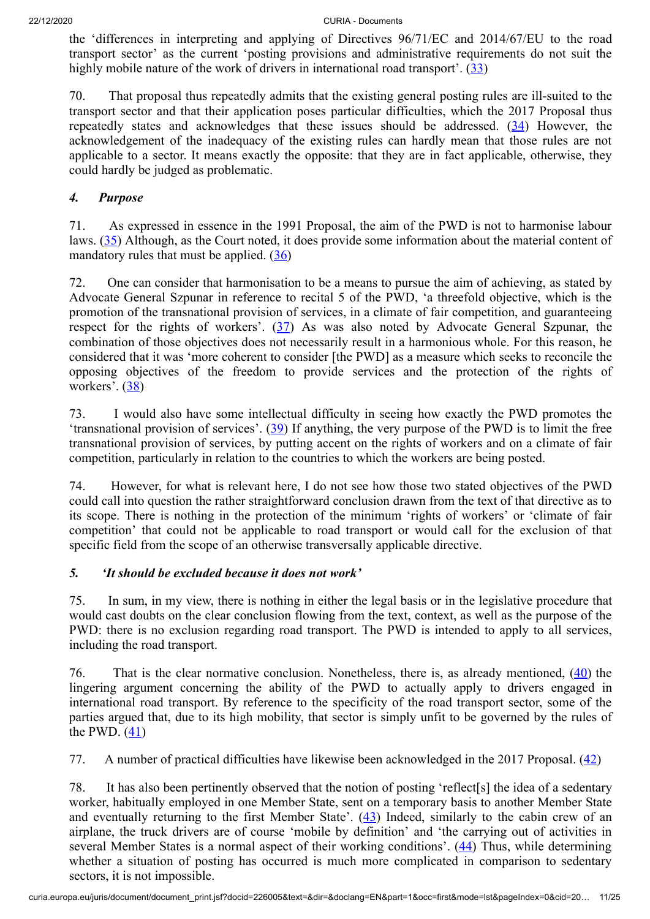the 'differences in interpreting and applying of Directives 96/71/EC and 2014/67/EU to the road transport sector' as the current 'posting provisions and administrative requirements do not suit the highly mobile nature of the work of drivers in international road transport'. (33)

70. That proposal thus repeatedly admits that the existing general posting rules are ill-suited to the transport sector and that their application poses particular difficulties, which the 2017 Proposal thus repeatedly states and acknowledges that these issues should be addressed. (34) However, the acknowledgement of the inadequacy of the existing rules can hardly mean that those rules are not applicable to a sector. It means exactly the opposite: that they are in fact applicable, otherwise, they could hardly be judged as problematic.

### *4. Purpose*

71. As expressed in essence in the 1991 Proposal, the aim of the PWD is not to harmonise labour laws. (35) Although, as the Court noted, it does provide some information about the material content of mandatory rules that must be applied. (36)

72. One can consider that harmonisation to be a means to pursue the aim of achieving, as stated by Advocate General Szpunar in reference to recital 5 of the PWD, 'a threefold objective, which is the promotion of the transnational provision of services, in a climate of fair competition, and guaranteeing respect for the rights of workers'. (37) As was also noted by Advocate General Szpunar, the combination of those objectives does not necessarily result in a harmonious whole. For this reason, he considered that it was 'more coherent to consider [the PWD] as a measure which seeks to reconcile the opposing objectives of the freedom to provide services and the protection of the rights of workers'. (38)

73. I would also have some intellectual difficulty in seeing how exactly the PWD promotes the 'transnational provision of services'. (39) If anything, the very purpose of the PWD is to limit the free transnational provision of services, by putting accent on the rights of workers and on a climate of fair competition, particularly in relation to the countries to which the workers are being posted.

74. However, for what is relevant here, I do not see how those two stated objectives of the PWD could call into question the rather straightforward conclusion drawn from the text of that directive as to its scope. There is nothing in the protection of the minimum 'rights of workers' or 'climate of fair competition' that could not be applicable to road transport or would call for the exclusion of that specific field from the scope of an otherwise transversally applicable directive.

### *5. 'It should be excluded because it does not work'*

75. In sum, in my view, there is nothing in either the legal basis or in the legislative procedure that would cast doubts on the clear conclusion flowing from the text, context, as well as the purpose of the PWD: there is no exclusion regarding road transport. The PWD is intended to apply to all services, including the road transport.

76. That is the clear normative conclusion. Nonetheless, there is, as already mentioned, (40) the lingering argument concerning the ability of the PWD to actually apply to drivers engaged in international road transport. By reference to the specificity of the road transport sector, some of the parties argued that, due to its high mobility, that sector is simply unfit to be governed by the rules of the PWD. (41)

77. A number of practical difficulties have likewise been acknowledged in the 2017 Proposal. (42)

78. It has also been pertinently observed that the notion of posting 'reflect[s] the idea of a sedentary worker, habitually employed in one Member State, sent on a temporary basis to another Member State and eventually returning to the first Member State'. (43) Indeed, similarly to the cabin crew of an airplane, the truck drivers are of course 'mobile by definition' and 'the carrying out of activities in several Member States is a normal aspect of their working conditions'. (44) Thus, while determining whether a situation of posting has occurred is much more complicated in comparison to sedentary sectors, it is not impossible.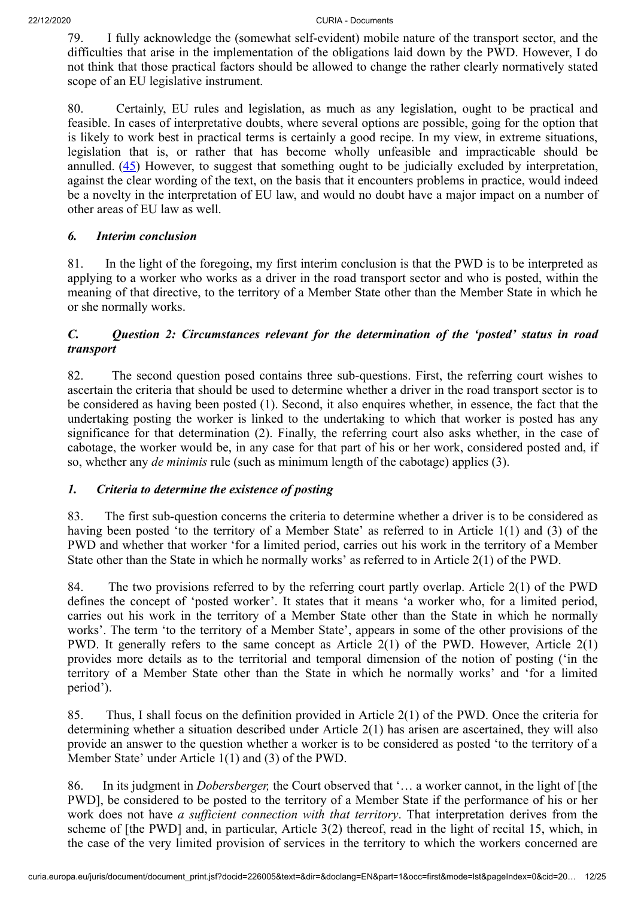79. I fully acknowledge the (somewhat self-evident) mobile nature of the transport sector, and the difficulties that arise in the implementation of the obligations laid down by the PWD. However, I do not think that those practical factors should be allowed to change the rather clearly normatively stated scope of an EU legislative instrument.

80. Certainly, EU rules and legislation, as much as any legislation, ought to be practical and feasible. In cases of interpretative doubts, where several options are possible, going for the option that is likely to work best in practical terms is certainly a good recipe. In my view, in extreme situations, legislation that is, or rather that has become wholly unfeasible and impracticable should be annulled. (45) However, to suggest that something ought to be judicially excluded by interpretation, against the clear wording of the text, on the basis that it encounters problems in practice, would indeed be a novelty in the interpretation of EU law, and would no doubt have a major impact on a number of other areas of EU law as well.

### *6. Interim conclusion*

81. In the light of the foregoing, my first interim conclusion is that the PWD is to be interpreted as applying to a worker who works as a driver in the road transport sector and who is posted, within the meaning of that directive, to the territory of a Member State other than the Member State in which he or she normally works.

## *C. Question 2: Circumstances relevant for the determination of the 'posted' status in road transport*

82. The second question posed contains three sub-questions. First, the referring court wishes to ascertain the criteria that should be used to determine whether a driver in the road transport sector is to be considered as having been posted (1). Second, it also enquires whether, in essence, the fact that the undertaking posting the worker is linked to the undertaking to which that worker is posted has any significance for that determination (2). Finally, the referring court also asks whether, in the case of cabotage, the worker would be, in any case for that part of his or her work, considered posted and, if so, whether any *de minimis* rule (such as minimum length of the cabotage) applies (3).

### *1. Criteria to determine the existence of posting*

83. The first sub-question concerns the criteria to determine whether a driver is to be considered as having been posted 'to the territory of a Member State' as referred to in Article 1(1) and (3) of the PWD and whether that worker 'for a limited period, carries out his work in the territory of a Member State other than the State in which he normally works' as referred to in Article 2(1) of the PWD.

84. The two provisions referred to by the referring court partly overlap. Article 2(1) of the PWD defines the concept of 'posted worker'. It states that it means 'a worker who, for a limited period, carries out his work in the territory of a Member State other than the State in which he normally works'. The term 'to the territory of a Member State', appears in some of the other provisions of the PWD. It generally refers to the same concept as Article 2(1) of the PWD. However, Article 2(1) provides more details as to the territorial and temporal dimension of the notion of posting ('in the territory of a Member State other than the State in which he normally works' and 'for a limited period').

85. Thus, I shall focus on the definition provided in Article 2(1) of the PWD. Once the criteria for determining whether a situation described under Article 2(1) has arisen are ascertained, they will also provide an answer to the question whether a worker is to be considered as posted 'to the territory of a Member State' under Article 1(1) and (3) of the PWD.

86. In its judgment in *Dobersberger,* the Court observed that '… a worker cannot, in the light of [the PWD], be considered to be posted to the territory of a Member State if the performance of his or her work does not have *a sufficient connection with that territory*. That interpretation derives from the scheme of [the PWD] and, in particular, Article 3(2) thereof, read in the light of recital 15, which, in the case of the very limited provision of services in the territory to which the workers concerned are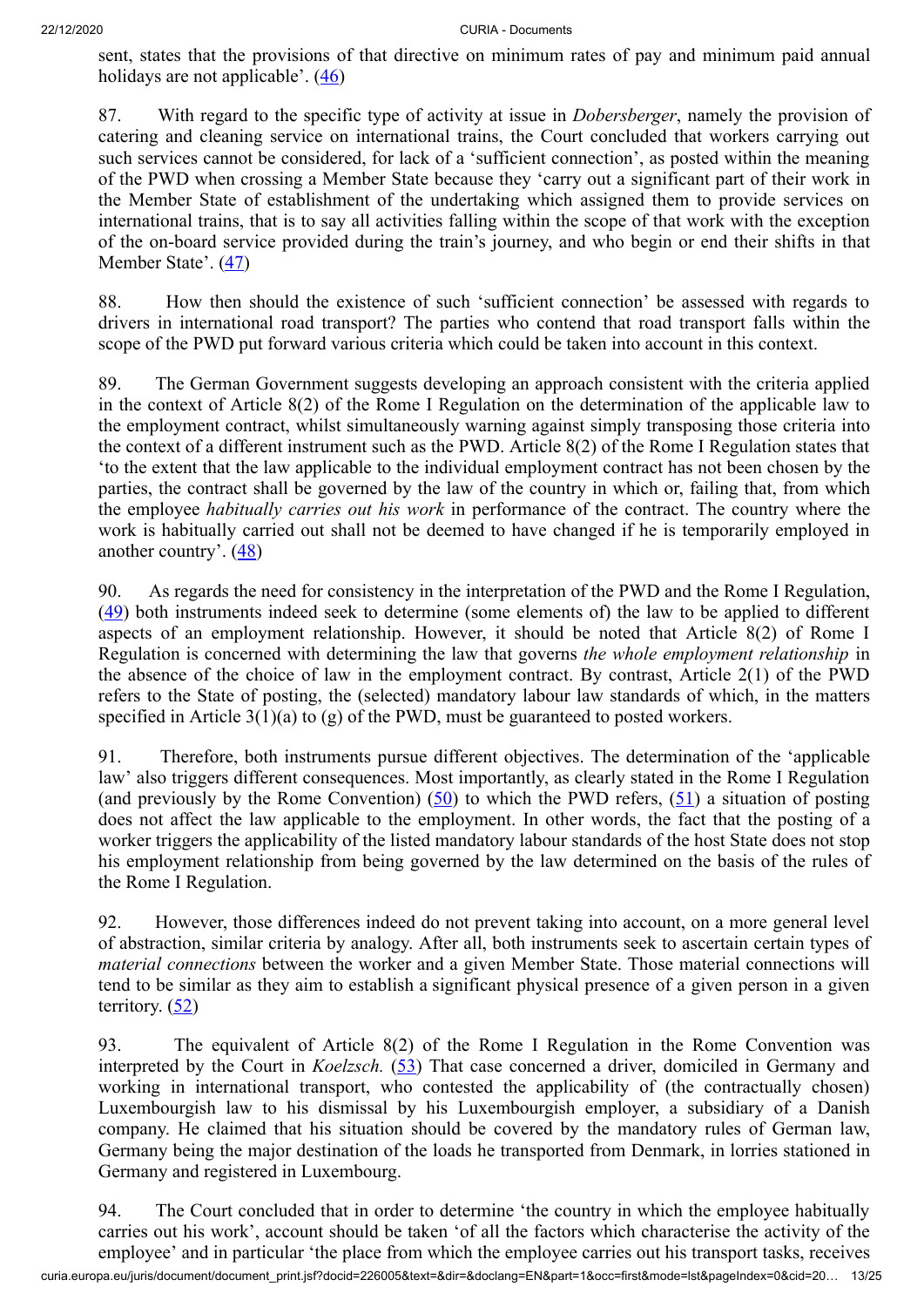sent, states that the provisions of that directive on minimum rates of pay and minimum paid annual holidays are not applicable'. (46)

87. With regard to the specific type of activity at issue in *Dobersberger*, namely the provision of catering and cleaning service on international trains, the Court concluded that workers carrying out such services cannot be considered, for lack of a 'sufficient connection', as posted within the meaning of the PWD when crossing a Member State because they 'carry out a significant part of their work in the Member State of establishment of the undertaking which assigned them to provide services on international trains, that is to say all activities falling within the scope of that work with the exception of the on-board service provided during the train's journey, and who begin or end their shifts in that Member State'. (47)

88. How then should the existence of such 'sufficient connection' be assessed with regards to drivers in international road transport? The parties who contend that road transport falls within the scope of the PWD put forward various criteria which could be taken into account in this context.

89. The German Government suggests developing an approach consistent with the criteria applied in the context of Article 8(2) of the Rome I Regulation on the determination of the applicable law to the employment contract, whilst simultaneously warning against simply transposing those criteria into the context of a different instrument such as the PWD. Article 8(2) of the Rome I Regulation states that 'to the extent that the law applicable to the individual employment contract has not been chosen by the parties, the contract shall be governed by the law of the country in which or, failing that, from which the employee *habitually carries out his work* in performance of the contract. The country where the work is habitually carried out shall not be deemed to have changed if he is temporarily employed in another country'. (48)

90. As regards the need for consistency in the interpretation of the PWD and the Rome I Regulation, (49) both instruments indeed seek to determine (some elements of) the law to be applied to different aspects of an employment relationship. However, it should be noted that Article 8(2) of Rome I Regulation is concerned with determining the law that governs *the whole employment relationship* in the absence of the choice of law in the employment contract. By contrast, Article 2(1) of the PWD refers to the State of posting, the (selected) mandatory labour law standards of which, in the matters specified in Article 3(1)(a) to (g) of the PWD, must be guaranteed to posted workers.

91. Therefore, both instruments pursue different objectives. The determination of the 'applicable law' also triggers different consequences. Most importantly, as clearly stated in the Rome I Regulation (and previously by the Rome Convention) (50) to which the PWD refers, (51) a situation of posting does not affect the law applicable to the employment. In other words, the fact that the posting of a worker triggers the applicability of the listed mandatory labour standards of the host State does not stop his employment relationship from being governed by the law determined on the basis of the rules of the Rome I Regulation.

92. However, those differences indeed do not prevent taking into account, on a more general level of abstraction, similar criteria by analogy. After all, both instruments seek to ascertain certain types of *material connections* between the worker and a given Member State. Those material connections will tend to be similar as they aim to establish a significant physical presence of a given person in a given territory. (52)

93. The equivalent of Article 8(2) of the Rome I Regulation in the Rome Convention was interpreted by the Court in *Koelzsch.* (53) That case concerned a driver, domiciled in Germany and working in international transport, who contested the applicability of (the contractually chosen) Luxembourgish law to his dismissal by his Luxembourgish employer, a subsidiary of a Danish company. He claimed that his situation should be covered by the mandatory rules of German law, Germany being the major destination of the loads he transported from Denmark, in lorries stationed in Germany and registered in Luxembourg.

94. The Court concluded that in order to determine 'the country in which the employee habitually carries out his work', account should be taken 'of all the factors which characterise the activity of the employee' and in particular 'the place from which the employee carries out his transport tasks, receives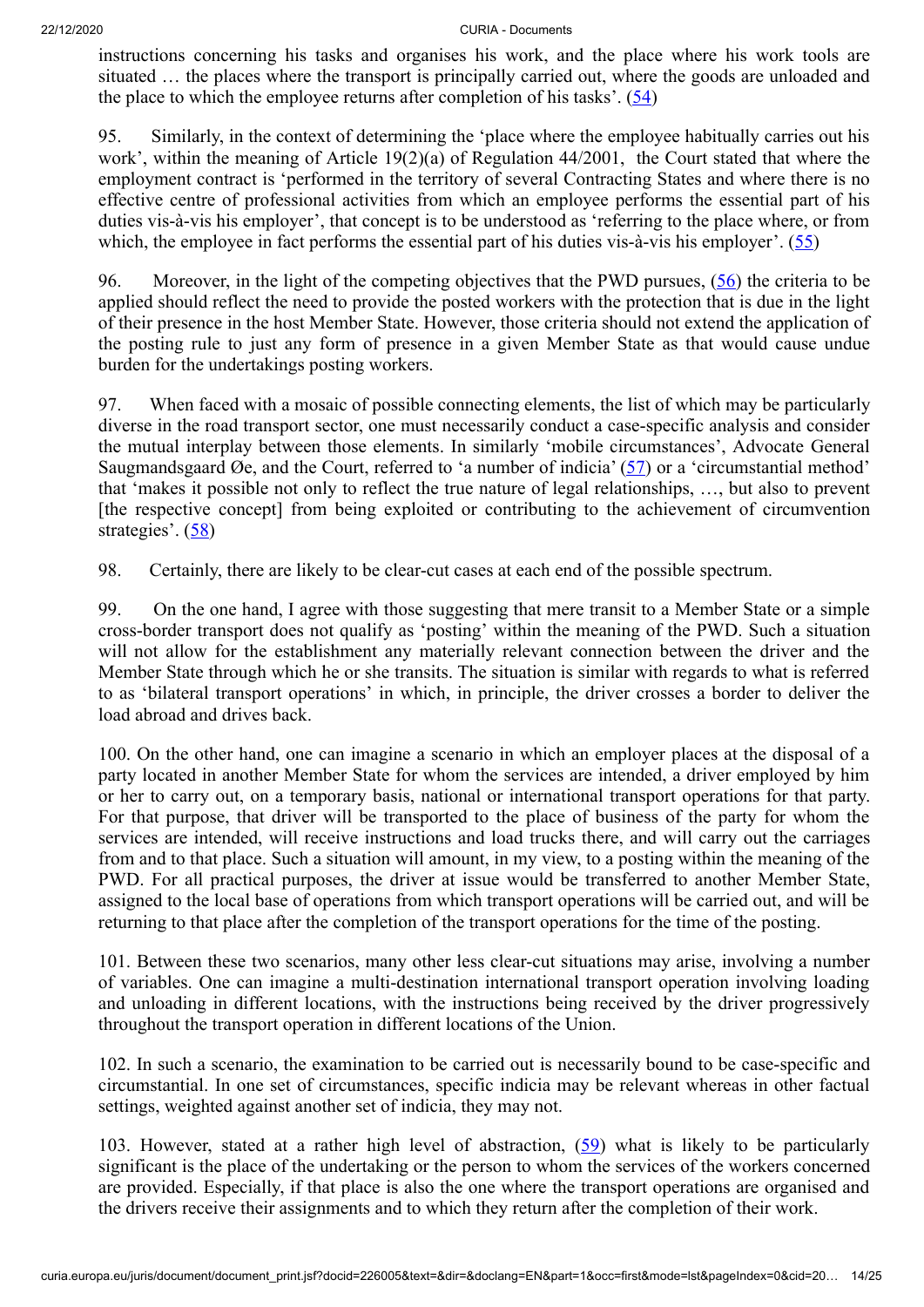instructions concerning his tasks and organises his work, and the place where his work tools are situated … the places where the transport is principally carried out, where the goods are unloaded and the place to which the employee returns after completion of his tasks'. (54)

95. Similarly, in the context of determining the 'place where the employee habitually carries out his work', within the meaning of Article 19(2)(a) of Regulation 44/2001, the Court stated that where the employment contract is 'performed in the territory of several Contracting States and where there is no effective centre of professional activities from which an employee performs the essential part of his duties vis-à-vis his employer', that concept is to be understood as 'referring to the place where, or from which, the employee in fact performs the essential part of his duties vis-à-vis his employer'. (55)

96. Moreover, in the light of the competing objectives that the PWD pursues, (56) the criteria to be applied should reflect the need to provide the posted workers with the protection that is due in the light of their presence in the host Member State. However, those criteria should not extend the application of the posting rule to just any form of presence in a given Member State as that would cause undue burden for the undertakings posting workers.

97. When faced with a mosaic of possible connecting elements, the list of which may be particularly diverse in the road transport sector, one must necessarily conduct a case-specific analysis and consider the mutual interplay between those elements. In similarly 'mobile circumstances', Advocate General Saugmandsgaard Øe, and the Court, referred to 'a number of indicia' (57) or a 'circumstantial method' that 'makes it possible not only to reflect the true nature of legal relationships, …, but also to prevent [the respective concept] from being exploited or contributing to the achievement of circumvention strategies'. (58)

98. Certainly, there are likely to be clear-cut cases at each end of the possible spectrum.

99. On the one hand, I agree with those suggesting that mere transit to a Member State or a simple cross-border transport does not qualify as 'posting' within the meaning of the PWD. Such a situation will not allow for the establishment any materially relevant connection between the driver and the Member State through which he or she transits. The situation is similar with regards to what is referred to as 'bilateral transport operations' in which, in principle, the driver crosses a border to deliver the load abroad and drives back.

100. On the other hand, one can imagine a scenario in which an employer places at the disposal of a party located in another Member State for whom the services are intended, a driver employed by him or her to carry out, on a temporary basis, national or international transport operations for that party. For that purpose, that driver will be transported to the place of business of the party for whom the services are intended, will receive instructions and load trucks there, and will carry out the carriages from and to that place. Such a situation will amount, in my view, to a posting within the meaning of the PWD. For all practical purposes, the driver at issue would be transferred to another Member State, assigned to the local base of operations from which transport operations will be carried out, and will be returning to that place after the completion of the transport operations for the time of the posting.

101. Between these two scenarios, many other less clear-cut situations may arise, involving a number of variables. One can imagine a multi-destination international transport operation involving loading and unloading in different locations, with the instructions being received by the driver progressively throughout the transport operation in different locations of the Union.

102. In such a scenario, the examination to be carried out is necessarily bound to be case-specific and circumstantial. In one set of circumstances, specific indicia may be relevant whereas in other factual settings, weighted against another set of indicia, they may not.

103. However, stated at a rather high level of abstraction, (59) what is likely to be particularly significant is the place of the undertaking or the person to whom the services of the workers concerned are provided. Especially, if that place is also the one where the transport operations are organised and the drivers receive their assignments and to which they return after the completion of their work.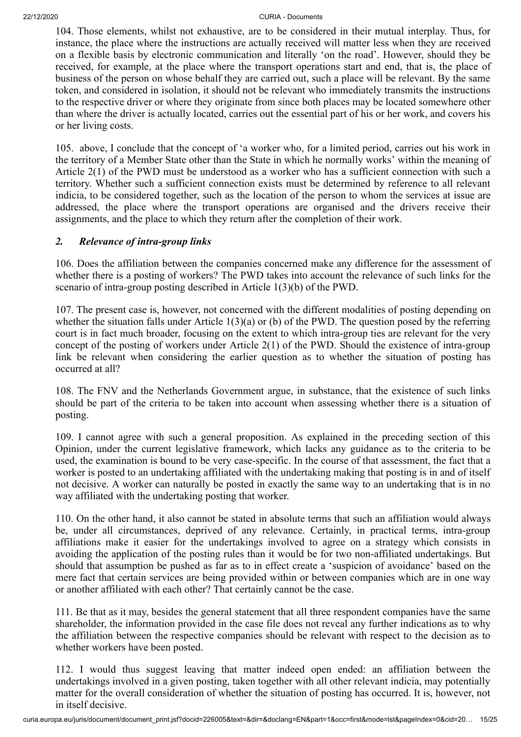104. Those elements, whilst not exhaustive, are to be considered in their mutual interplay. Thus, for instance, the place where the instructions are actually received will matter less when they are received on a flexible basis by electronic communication and literally 'on the road'. However, should they be received, for example, at the place where the transport operations start and end, that is, the place of business of the person on whose behalf they are carried out, such a place will be relevant. By the same token, and considered in isolation, it should not be relevant who immediately transmits the instructions to the respective driver or where they originate from since both places may be located somewhere other than where the driver is actually located, carries out the essential part of his or her work, and covers his or her living costs.

105. above, I conclude that the concept of 'a worker who, for a limited period, carries out his work in the territory of a Member State other than the State in which he normally works' within the meaning of Article 2(1) of the PWD must be understood as a worker who has a sufficient connection with such a territory. Whether such a sufficient connection exists must be determined by reference to all relevant indicia, to be considered together, such as the location of the person to whom the services at issue are addressed, the place where the transport operations are organised and the drivers receive their assignments, and the place to which they return after the completion of their work.

### *2. Relevance of intra-group links*

106. Does the affiliation between the companies concerned make any difference for the assessment of whether there is a posting of workers? The PWD takes into account the relevance of such links for the scenario of intra-group posting described in Article 1(3)(b) of the PWD.

107. The present case is, however, not concerned with the different modalities of posting depending on whether the situation falls under Article 1(3)(a) or (b) of the PWD. The question posed by the referring court is in fact much broader, focusing on the extent to which intra-group ties are relevant for the very concept of the posting of workers under Article 2(1) of the PWD. Should the existence of intra-group link be relevant when considering the earlier question as to whether the situation of posting has occurred at all?

108. The FNV and the Netherlands Government argue, in substance, that the existence of such links should be part of the criteria to be taken into account when assessing whether there is a situation of posting.

109. I cannot agree with such a general proposition. As explained in the preceding section of this Opinion, under the current legislative framework, which lacks any guidance as to the criteria to be used, the examination is bound to be very case-specific. In the course of that assessment, the fact that a worker is posted to an undertaking affiliated with the undertaking making that posting is in and of itself not decisive. A worker can naturally be posted in exactly the same way to an undertaking that is in no way affiliated with the undertaking posting that worker.

110. On the other hand, it also cannot be stated in absolute terms that such an affiliation would always be, under all circumstances, deprived of any relevance. Certainly, in practical terms, intra-group affiliations make it easier for the undertakings involved to agree on a strategy which consists in avoiding the application of the posting rules than it would be for two non-affiliated undertakings. But should that assumption be pushed as far as to in effect create a 'suspicion of avoidance' based on the mere fact that certain services are being provided within or between companies which are in one way or another affiliated with each other? That certainly cannot be the case.

111. Be that as it may, besides the general statement that all three respondent companies have the same shareholder, the information provided in the case file does not reveal any further indications as to why the affiliation between the respective companies should be relevant with respect to the decision as to whether workers have been posted.

112. I would thus suggest leaving that matter indeed open ended: an affiliation between the undertakings involved in a given posting, taken together with all other relevant indicia, may potentially matter for the overall consideration of whether the situation of posting has occurred. It is, however, not in itself decisive.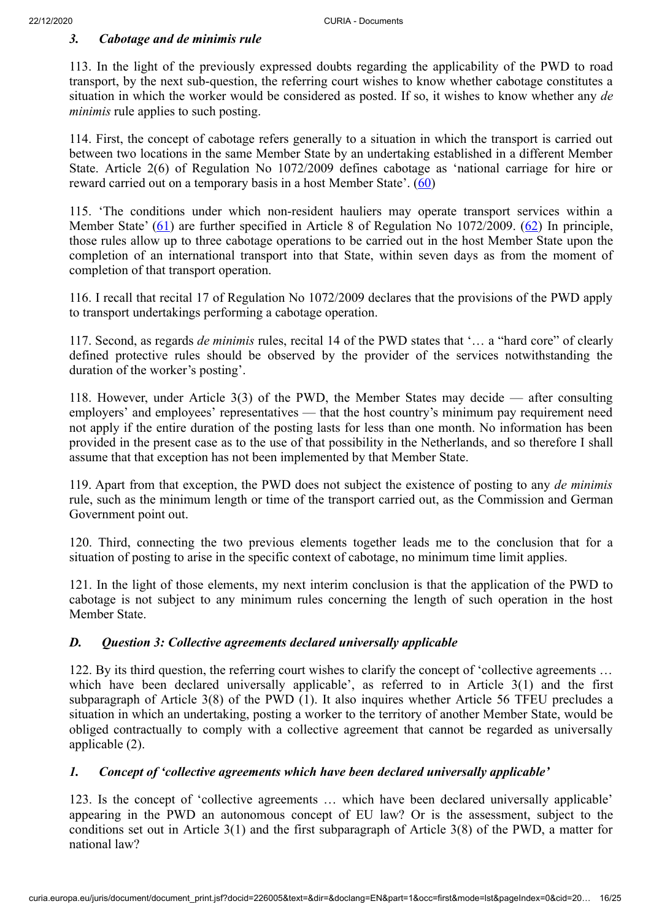### *3. Cabotage and de minimis rule*

113. In the light of the previously expressed doubts regarding the applicability of the PWD to road transport, by the next sub-question, the referring court wishes to know whether cabotage constitutes a situation in which the worker would be considered as posted. If so, it wishes to know whether any *de minimis* rule applies to such posting.

114. First, the concept of cabotage refers generally to a situation in which the transport is carried out between two locations in the same Member State by an undertaking established in a different Member State. Article 2(6) of Regulation No 1072/2009 defines cabotage as 'national carriage for hire or reward carried out on a temporary basis in a host Member State'. (60)

115. 'The conditions under which non-resident hauliers may operate transport services within a Member State' (61) are further specified in Article 8 of Regulation No 1072/2009. (62) In principle, those rules allow up to three cabotage operations to be carried out in the host Member State upon the completion of an international transport into that State, within seven days as from the moment of completion of that transport operation.

116. I recall that recital 17 of Regulation No 1072/2009 declares that the provisions of the PWD apply to transport undertakings performing a cabotage operation.

117. Second, as regards *de minimis* rules, recital 14 of the PWD states that '… a "hard core" of clearly defined protective rules should be observed by the provider of the services notwithstanding the duration of the worker's posting'.

118. However, under Article 3(3) of the PWD, the Member States may decide — after consulting employers' and employees' representatives — that the host country's minimum pay requirement need not apply if the entire duration of the posting lasts for less than one month. No information has been provided in the present case as to the use of that possibility in the Netherlands, and so therefore I shall assume that that exception has not been implemented by that Member State.

119. Apart from that exception, the PWD does not subject the existence of posting to any *de minimis* rule, such as the minimum length or time of the transport carried out, as the Commission and German Government point out.

120. Third, connecting the two previous elements together leads me to the conclusion that for a situation of posting to arise in the specific context of cabotage, no minimum time limit applies.

121. In the light of those elements, my next interim conclusion is that the application of the PWD to cabotage is not subject to any minimum rules concerning the length of such operation in the host Member State.

## *D. Question 3: Collective agreements declared universally applicable*

122. By its third question, the referring court wishes to clarify the concept of 'collective agreements … which have been declared universally applicable', as referred to in Article 3(1) and the first subparagraph of Article 3(8) of the PWD (1). It also inquires whether Article 56 TFEU precludes a situation in which an undertaking, posting a worker to the territory of another Member State, would be obliged contractually to comply with a collective agreement that cannot be regarded as universally applicable (2).

### *1. Concept of 'collective agreements which have been declared universally applicable'*

123. Is the concept of 'collective agreements … which have been declared universally applicable' appearing in the PWD an autonomous concept of EU law? Or is the assessment, subject to the conditions set out in Article 3(1) and the first subparagraph of Article 3(8) of the PWD, a matter for national law?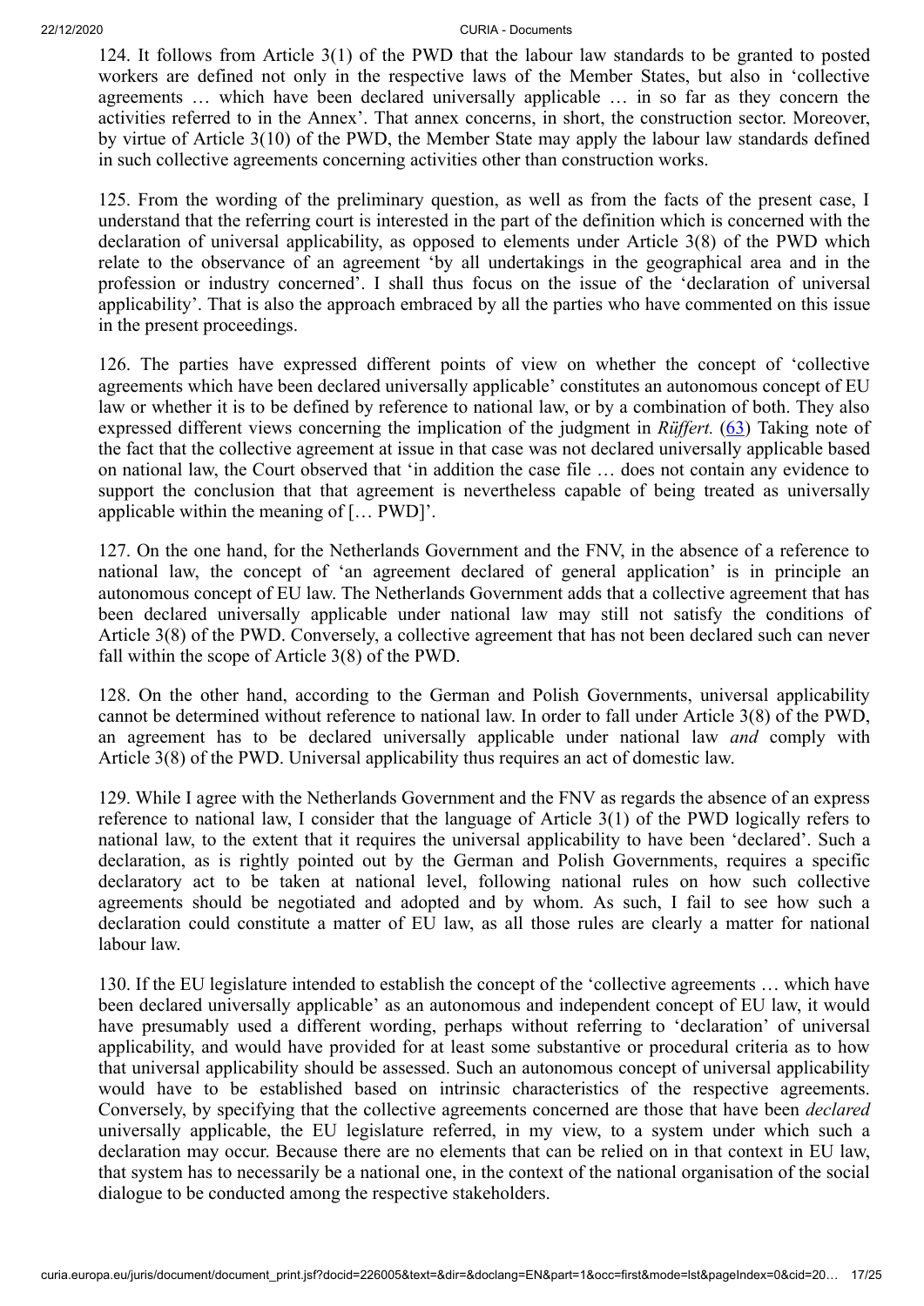124. It follows from Article 3(1) of the PWD that the labour law standards to be granted to posted workers are defined not only in the respective laws of the Member States, but also in 'collective agreements … which have been declared universally applicable … in so far as they concern the activities referred to in the Annex'. That annex concerns, in short, the construction sector. Moreover, by virtue of Article 3(10) of the PWD, the Member State may apply the labour law standards defined in such collective agreements concerning activities other than construction works.

125. From the wording of the preliminary question, as well as from the facts of the present case, I understand that the referring court is interested in the part of the definition which is concerned with the declaration of universal applicability, as opposed to elements under Article 3(8) of the PWD which relate to the observance of an agreement 'by all undertakings in the geographical area and in the profession or industry concerned'. I shall thus focus on the issue of the 'declaration of universal applicability'. That is also the approach embraced by all the parties who have commented on this issue in the present proceedings.

126. The parties have expressed different points of view on whether the concept of 'collective agreements which have been declared universally applicable' constitutes an autonomous concept of EU law or whether it is to be defined by reference to national law, or by a combination of both. They also expressed different views concerning the implication of the judgment in *Rüffert.* (63) Taking note of the fact that the collective agreement at issue in that case was not declared universally applicable based on national law, the Court observed that 'in addition the case file … does not contain any evidence to support the conclusion that that agreement is nevertheless capable of being treated as universally applicable within the meaning of [… PWD]'.

127. On the one hand, for the Netherlands Government and the FNV, in the absence of a reference to national law, the concept of 'an agreement declared of general application' is in principle an autonomous concept of EU law. The Netherlands Government adds that a collective agreement that has been declared universally applicable under national law may still not satisfy the conditions of Article 3(8) of the PWD. Conversely, a collective agreement that has not been declared such can never fall within the scope of Article 3(8) of the PWD.

128. On the other hand, according to the German and Polish Governments, universal applicability cannot be determined without reference to national law. In order to fall under Article 3(8) of the PWD, an agreement has to be declared universally applicable under national law *and* comply with Article 3(8) of the PWD. Universal applicability thus requires an act of domestic law.

129. While I agree with the Netherlands Government and the FNV as regards the absence of an express reference to national law, I consider that the language of Article 3(1) of the PWD logically refers to national law, to the extent that it requires the universal applicability to have been 'declared'. Such a declaration, as is rightly pointed out by the German and Polish Governments, requires a specific declaratory act to be taken at national level, following national rules on how such collective agreements should be negotiated and adopted and by whom. As such, I fail to see how such a declaration could constitute a matter of EU law, as all those rules are clearly a matter for national labour law.

130. If the EU legislature intended to establish the concept of the 'collective agreements … which have been declared universally applicable' as an autonomous and independent concept of EU law, it would have presumably used a different wording, perhaps without referring to 'declaration' of universal applicability, and would have provided for at least some substantive or procedural criteria as to how that universal applicability should be assessed. Such an autonomous concept of universal applicability would have to be established based on intrinsic characteristics of the respective agreements. Conversely, by specifying that the collective agreements concerned are those that have been *declared* universally applicable, the EU legislature referred, in my view, to a system under which such a declaration may occur. Because there are no elements that can be relied on in that context in EU law, that system has to necessarily be a national one, in the context of the national organisation of the social dialogue to be conducted among the respective stakeholders.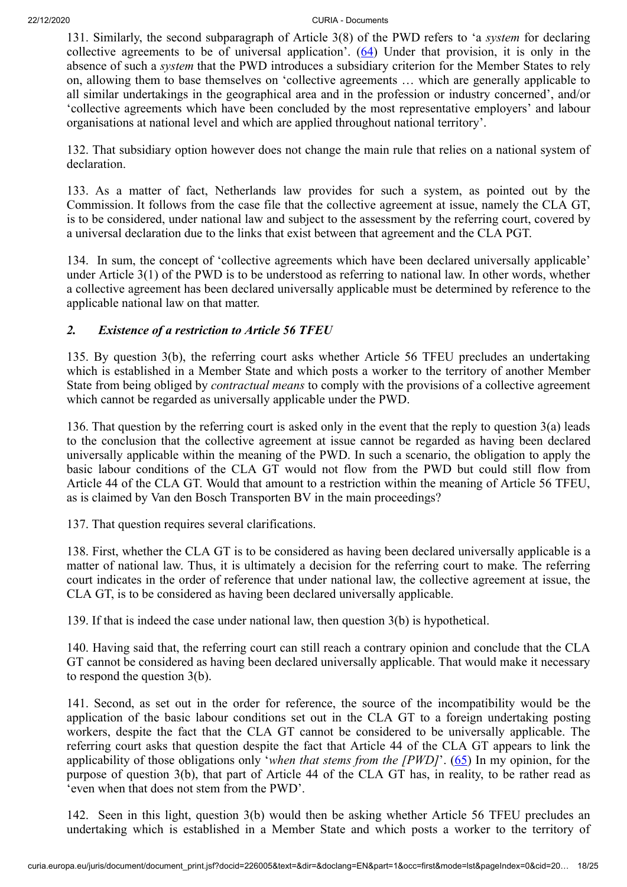131. Similarly, the second subparagraph of Article 3(8) of the PWD refers to 'a *system* for declaring collective agreements to be of universal application'. (64) Under that provision, it is only in the absence of such a *system* that the PWD introduces a subsidiary criterion for the Member States to rely on, allowing them to base themselves on 'collective agreements … which are generally applicable to all similar undertakings in the geographical area and in the profession or industry concerned', and/or 'collective agreements which have been concluded by the most representative employers' and labour organisations at national level and which are applied throughout national territory'.

132. That subsidiary option however does not change the main rule that relies on a national system of declaration.

133. As a matter of fact, Netherlands law provides for such a system, as pointed out by the Commission. It follows from the case file that the collective agreement at issue, namely the CLA GT, is to be considered, under national law and subject to the assessment by the referring court, covered by a universal declaration due to the links that exist between that agreement and the CLA PGT.

134. In sum, the concept of 'collective agreements which have been declared universally applicable' under Article 3(1) of the PWD is to be understood as referring to national law. In other words, whether a collective agreement has been declared universally applicable must be determined by reference to the applicable national law on that matter.

### *2. Existence of a restriction to Article 56 TFEU*

135. By question 3(b), the referring court asks whether Article 56 TFEU precludes an undertaking which is established in a Member State and which posts a worker to the territory of another Member State from being obliged by *contractual means* to comply with the provisions of a collective agreement which cannot be regarded as universally applicable under the PWD.

136. That question by the referring court is asked only in the event that the reply to question 3(a) leads to the conclusion that the collective agreement at issue cannot be regarded as having been declared universally applicable within the meaning of the PWD. In such a scenario, the obligation to apply the basic labour conditions of the CLA GT would not flow from the PWD but could still flow from Article 44 of the CLA GT. Would that amount to a restriction within the meaning of Article 56 TFEU, as is claimed by Van den Bosch Transporten BV in the main proceedings?

137. That question requires several clarifications.

138. First, whether the CLA GT is to be considered as having been declared universally applicable is a matter of national law. Thus, it is ultimately a decision for the referring court to make. The referring court indicates in the order of reference that under national law, the collective agreement at issue, the CLA GT, is to be considered as having been declared universally applicable.

139. If that is indeed the case under national law, then question 3(b) is hypothetical.

140. Having said that, the referring court can still reach a contrary opinion and conclude that the CLA GT cannot be considered as having been declared universally applicable. That would make it necessary to respond the question 3(b).

141. Second, as set out in the order for reference, the source of the incompatibility would be the application of the basic labour conditions set out in the CLA GT to a foreign undertaking posting workers, despite the fact that the CLA GT cannot be considered to be universally applicable. The referring court asks that question despite the fact that Article 44 of the CLA GT appears to link the applicability of those obligations only '*when that stems from the [PWD]*'. (65) In my opinion, for the purpose of question 3(b), that part of Article 44 of the CLA GT has, in reality, to be rather read as 'even when that does not stem from the PWD'.

142. Seen in this light, question 3(b) would then be asking whether Article 56 TFEU precludes an undertaking which is established in a Member State and which posts a worker to the territory of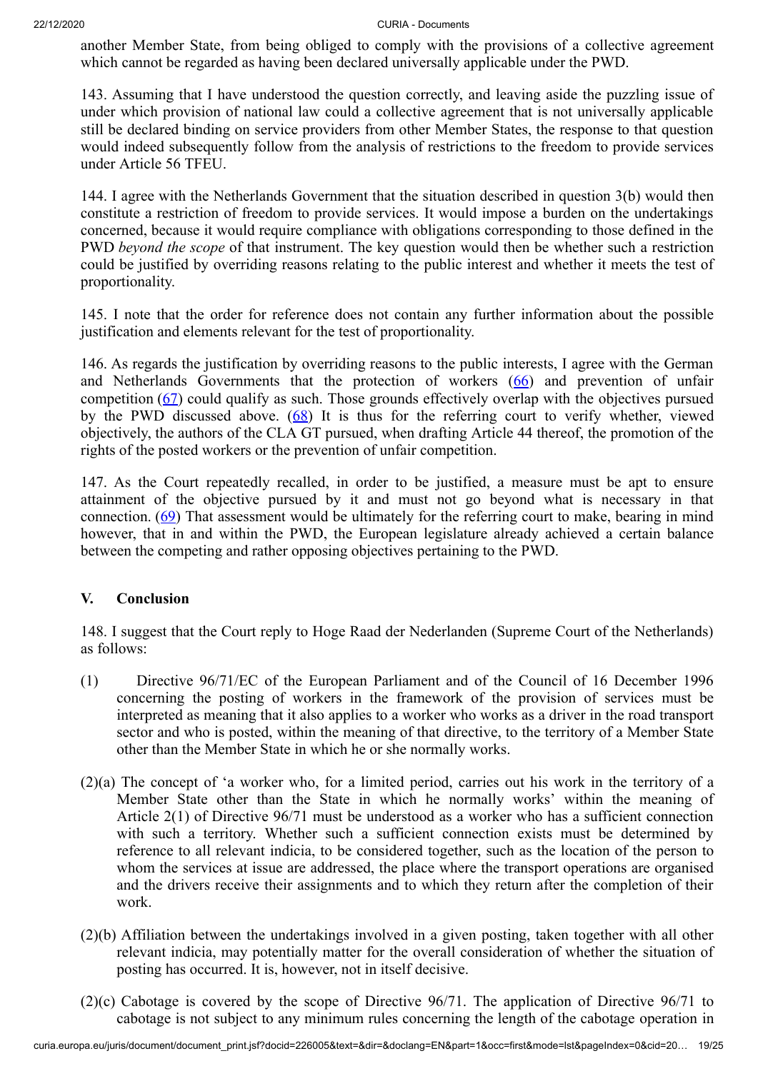another Member State, from being obliged to comply with the provisions of a collective agreement which cannot be regarded as having been declared universally applicable under the PWD.

143. Assuming that I have understood the question correctly, and leaving aside the puzzling issue of under which provision of national law could a collective agreement that is not universally applicable still be declared binding on service providers from other Member States, the response to that question would indeed subsequently follow from the analysis of restrictions to the freedom to provide services under Article 56 TFEU.

144. I agree with the Netherlands Government that the situation described in question 3(b) would then constitute a restriction of freedom to provide services. It would impose a burden on the undertakings concerned, because it would require compliance with obligations corresponding to those defined in the PWD *beyond the scope* of that instrument. The key question would then be whether such a restriction could be justified by overriding reasons relating to the public interest and whether it meets the test of proportionality.

145. I note that the order for reference does not contain any further information about the possible justification and elements relevant for the test of proportionality.

146. As regards the justification by overriding reasons to the public interests, I agree with the German and Netherlands Governments that the protection of workers (66) and prevention of unfair competition (67) could qualify as such. Those grounds effectively overlap with the objectives pursued by the PWD discussed above. (68) It is thus for the referring court to verify whether, viewed objectively, the authors of the CLA GT pursued, when drafting Article 44 thereof, the promotion of the rights of the posted workers or the prevention of unfair competition.

147. As the Court repeatedly recalled, in order to be justified, a measure must be apt to ensure attainment of the objective pursued by it and must not go beyond what is necessary in that connection. (69) That assessment would be ultimately for the referring court to make, bearing in mind however, that in and within the PWD, the European legislature already achieved a certain balance between the competing and rather opposing objectives pertaining to the PWD.

## V. Conclusion

148. I suggest that the Court reply to Hoge Raad der Nederlanden (Supreme Court of the Netherlands) as follows:

(1) Directive 96/71/EC of the European Parliament and of the Council of 16 December 1996 concerning the posting of workers in the framework of the provision of services must be interpreted as meaning that it also applies to a worker who works as a driver in the road transport sector and who is posted, within the meaning of that directive, to the territory of a Member State other than the Member State in which he or she normally works.

(2)(a) The concept of 'a worker who, for a limited period, carries out his work in the territory of a Member State other than the State in which he normally works' within the meaning of Article 2(1) of Directive 96/71 must be understood as a worker who has a sufficient connection with such a territory. Whether such a sufficient connection exists must be determined by reference to all relevant indicia, to be considered together, such as the location of the person to whom the services at issue are addressed, the place where the transport operations are organised and the drivers receive their assignments and to which they return after the completion of their work.

(2)(b) Affiliation between the undertakings involved in a given posting, taken together with all other relevant indicia, may potentially matter for the overall consideration of whether the situation of posting has occurred. It is, however, not in itself decisive.

(2)(c) Cabotage is covered by the scope of Directive 96/71. The application of Directive 96/71 to cabotage is not subject to any minimum rules concerning the length of the cabotage operation in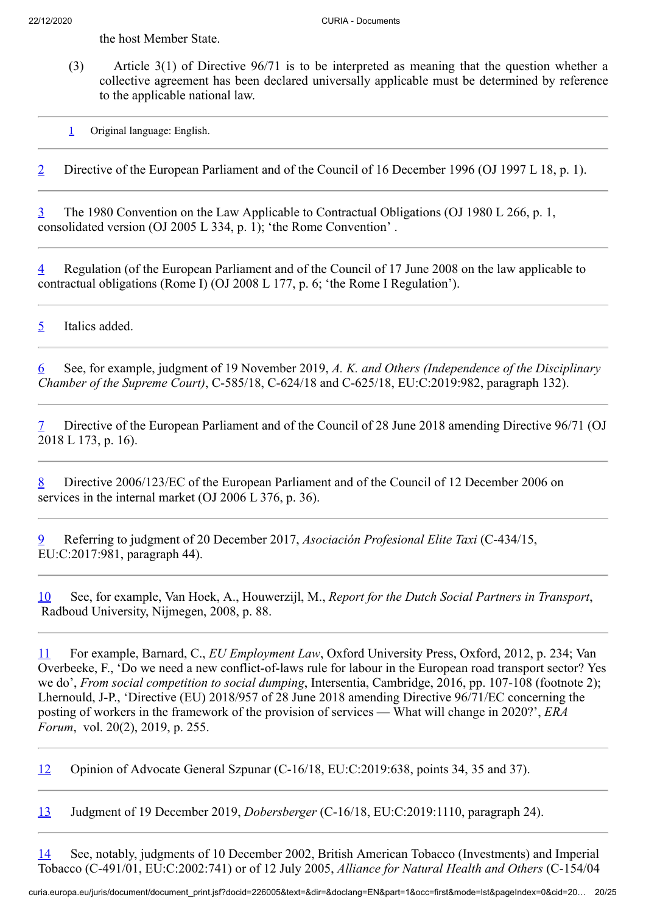the host Member State.

(3) Article 3(1) of Directive 96/71 is to be interpreted as meaning that the question whether a collective agreement has been declared universally applicable must be determined by reference to the applicable national law.

---

1 Original language: English.

---

2 Directive of the European Parliament and of the Council of 16 December 1996 (OJ 1997 L 18, p. 1).

---

3 The 1980 Convention on the Law Applicable to Contractual Obligations (OJ 1980 L 266, p. 1, consolidated version (OJ 2005 L 334, p. 1); 'the Rome Convention' .

---

4 Regulation (of the European Parliament and of the Council of 17 June 2008 on the law applicable to contractual obligations (Rome I) (OJ 2008 L 177, p. 6; 'the Rome I Regulation').

---

5 Italics added.

---

6 See, for example, judgment of 19 November 2019, *A. K. and Others (Independence of the Disciplinary Chamber of the Supreme Court)*, C-585/18, C-624/18 and C-625/18, EU:C:2019:982, paragraph 132).

---

7 Directive of the European Parliament and of the Council of 28 June 2018 amending Directive 96/71 (OJ 2018 L 173, p. 16).

---

8 Directive 2006/123/EC of the European Parliament and of the Council of 12 December 2006 on services in the internal market (OJ 2006 L 376, p. 36).

---

9 Referring to judgment of 20 December 2017, *Asociación Profesional Elite Taxi* (C-434/15, EU:C:2017:981, paragraph 44).

---

10 See, for example, Van Hoek, A., Houwerzijl, M., *Report for the Dutch Social Partners in Transport*, Radboud University, Nijmegen, 2008, p. 88.

---

11 For example, Barnard, C., *EU Employment Law*, Oxford University Press, Oxford, 2012, p. 234; Van Overbeeke, F., 'Do we need a new conflict-of-laws rule for labour in the European road transport sector? Yes we do', *From social competition to social dumping*, Intersentia, Cambridge, 2016, pp. 107-108 (footnote 2); Lhernould, J-P., 'Directive (EU) 2018/957 of 28 June 2018 amending Directive 96/71/EC concerning the posting of workers in the framework of the provision of services — What will change in 2020?', *ERA Forum*, vol. 20(2), 2019, p. 255.

---

12 Opinion of Advocate General Szpunar (C-16/18, EU:C:2019:638, points 34, 35 and 37).

---

13 Judgment of 19 December 2019, *Dobersberger* (C-16/18, EU:C:2019:1110, paragraph 24).

---

14 See, notably, judgments of 10 December 2002, British American Tobacco (Investments) and Imperial Tobacco (C-491/01, EU:C:2002:741) or of 12 July 2005, *Alliance for Natural Health and Others* (C-154/04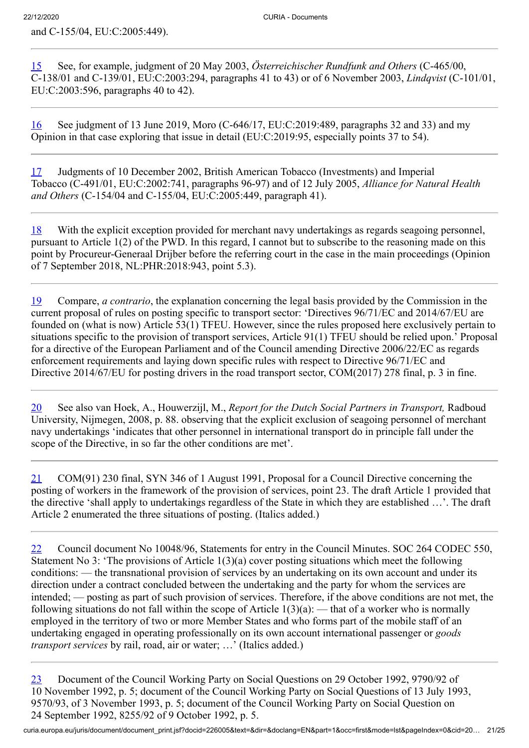and C-155/04, EU:C:2005:449).

---

15 See, for example, judgment of 20 May 2003, *Österreichischer Rundfunk and Others* (C-465/00, C-138/01 and C-139/01, EU:C:2003:294, paragraphs 41 to 43) or of 6 November 2003, *Lindqvist* (C-101/01, EU:C:2003:596, paragraphs 40 to 42).

---

16 See judgment of 13 June 2019, Moro (C-646/17, EU:C:2019:489, paragraphs 32 and 33) and my Opinion in that case exploring that issue in detail (EU:C:2019:95, especially points 37 to 54).

---

17 Judgments of 10 December 2002, British American Tobacco (Investments) and Imperial Tobacco (C-491/01, EU:C:2002:741, paragraphs 96-97) and of 12 July 2005, *Alliance for Natural Health and Others* (C-154/04 and C-155/04, EU:C:2005:449, paragraph 41).

---

18 With the explicit exception provided for merchant navy undertakings as regards seagoing personnel, pursuant to Article 1(2) of the PWD. In this regard, I cannot but to subscribe to the reasoning made on this point by Procureur-Generaal Drijber before the referring court in the case in the main proceedings (Opinion of 7 September 2018, NL:PHR:2018:943, point 5.3).

---

19 Compare, *a contrario*, the explanation concerning the legal basis provided by the Commission in the current proposal of rules on posting specific to transport sector: 'Directives 96/71/EC and 2014/67/EU are founded on (what is now) Article 53(1) TFEU. However, since the rules proposed here exclusively pertain to situations specific to the provision of transport services, Article 91(1) TFEU should be relied upon.' Proposal for a directive of the European Parliament and of the Council amending Directive 2006/22/EC as regards enforcement requirements and laying down specific rules with respect to Directive 96/71/EC and Directive 2014/67/EU for posting drivers in the road transport sector, COM(2017) 278 final, p. 3 in fine.

---

20 See also van Hoek, A., Houwerzijl, M., *Report for the Dutch Social Partners in Transport,* Radboud University, Nijmegen, 2008, p. 88. observing that the explicit exclusion of seagoing personnel of merchant navy undertakings 'indicates that other personnel in international transport do in principle fall under the scope of the Directive, in so far the other conditions are met'.

---

21 COM(91) 230 final, SYN 346 of 1 August 1991, Proposal for a Council Directive concerning the posting of workers in the framework of the provision of services, point 23. The draft Article 1 provided that the directive 'shall apply to undertakings regardless of the State in which they are established …'. The draft Article 2 enumerated the three situations of posting. (Italics added.)

---

22 Council document No 10048/96, Statements for entry in the Council Minutes. SOC 264 CODEC 550, Statement No 3: 'The provisions of Article 1(3)(a) cover posting situations which meet the following conditions: — the transnational provision of services by an undertaking on its own account and under its direction under a contract concluded between the undertaking and the party for whom the services are intended; — posting as part of such provision of services. Therefore, if the above conditions are not met, the following situations do not fall within the scope of Article 1(3)(a): — that of a worker who is normally employed in the territory of two or more Member States and who forms part of the mobile staff of an undertaking engaged in operating professionally on its own account international passenger or *goods transport services* by rail, road, air or water; …' (Italics added.)

---

23 Document of the Council Working Party on Social Questions on 29 October 1992, 9790/92 of 10 November 1992, p. 5; document of the Council Working Party on Social Questions of 13 July 1993, 9570/93, of 3 November 1993, p. 5; document of the Council Working Party on Social Question on 24 September 1992, 8255/92 of 9 October 1992, p. 5.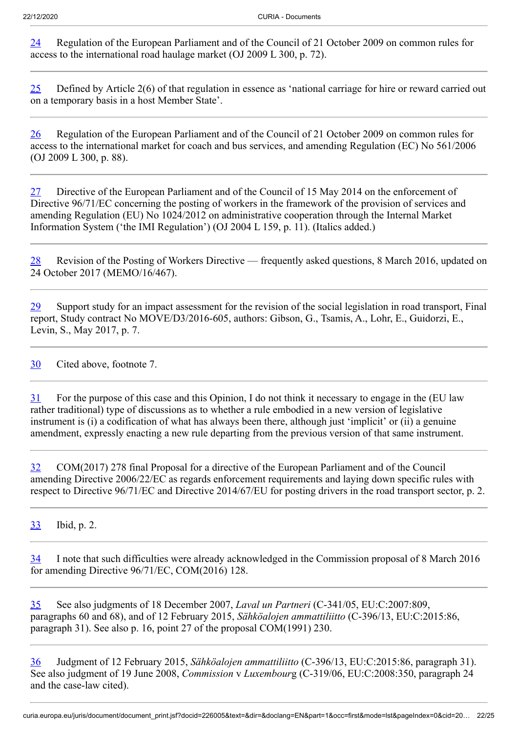24 Regulation of the European Parliament and of the Council of 21 October 2009 on common rules for access to the international road haulage market (OJ 2009 L 300, p. 72).

---

25 Defined by Article 2(6) of that regulation in essence as 'national carriage for hire or reward carried out on a temporary basis in a host Member State'.

---

26 Regulation of the European Parliament and of the Council of 21 October 2009 on common rules for access to the international market for coach and bus services, and amending Regulation (EC) No 561/2006 (OJ 2009 L 300, p. 88).

---

27 Directive of the European Parliament and of the Council of 15 May 2014 on the enforcement of Directive 96/71/EC concerning the posting of workers in the framework of the provision of services and amending Regulation (EU) No 1024/2012 on administrative cooperation through the Internal Market Information System ('the IMI Regulation') (OJ 2004 L 159, p. 11). (Italics added.)

---

28 Revision of the Posting of Workers Directive — frequently asked questions, 8 March 2016, updated on 24 October 2017 (MEMO/16/467).

---

29 Support study for an impact assessment for the revision of the social legislation in road transport, Final report, Study contract No MOVE/D3/2016-605, authors: Gibson, G., Tsamis, A., Lohr, E., Guidorzi, E., Levin, S., May 2017, p. 7.

---

30 Cited above, footnote 7.

---

31 For the purpose of this case and this Opinion, I do not think it necessary to engage in the (EU law rather traditional) type of discussions as to whether a rule embodied in a new version of legislative instrument is (i) a codification of what has always been there, although just 'implicit' or (ii) a genuine amendment, expressly enacting a new rule departing from the previous version of that same instrument.

---

32 COM(2017) 278 final Proposal for a directive of the European Parliament and of the Council amending Directive 2006/22/EC as regards enforcement requirements and laying down specific rules with respect to Directive 96/71/EC and Directive 2014/67/EU for posting drivers in the road transport sector, p. 2.

---

33 Ibid, p. 2.

---

34 I note that such difficulties were already acknowledged in the Commission proposal of 8 March 2016 for amending Directive 96/71/EC, COM(2016) 128.

---

35 See also judgments of 18 December 2007, *Laval un Partneri* (C-341/05, EU:C:2007:809, paragraphs 60 and 68), and of 12 February 2015, *Sähköalojen ammattiliitto* (C-396/13, EU:C:2015:86, paragraph 31). See also p. 16, point 27 of the proposal COM(1991) 230.

---

36 Judgment of 12 February 2015, *Sähköalojen ammattiliitto* (C-396/13, EU:C:2015:86, paragraph 31). See also judgment of 19 June 2008, *Commission* v *Luxembourg* (C-319/06, EU:C:2008:350, paragraph 24 and the case-law cited).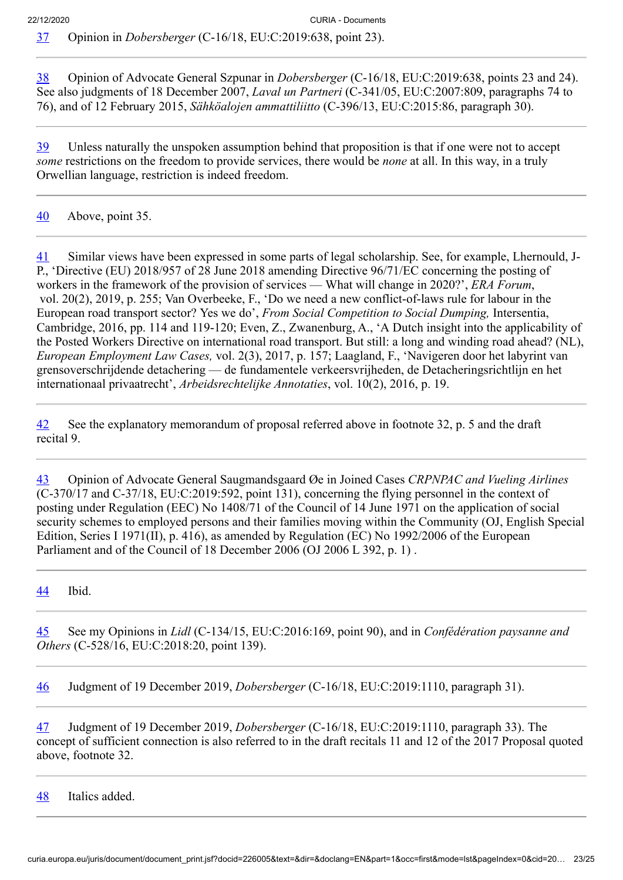37 Opinion in *Dobersberger* (C-16/18, EU:C:2019:638, point 23).

---

38 Opinion of Advocate General Szpunar in *Dobersberger* (C-16/18, EU:C:2019:638, points 23 and 24). See also judgments of 18 December 2007, *Laval un Partneri* (C-341/05, EU:C:2007:809, paragraphs 74 to 76), and of 12 February 2015, *Sähköalojen ammattiliitto* (C-396/13, EU:C:2015:86, paragraph 30).

---

39 Unless naturally the unspoken assumption behind that proposition is that if one were not to accept *some* restrictions on the freedom to provide services, there would be *none* at all. In this way, in a truly Orwellian language, restriction is indeed freedom.

---

40 Above, point 35.

---

41 Similar views have been expressed in some parts of legal scholarship. See, for example, Lhernould, J-P., 'Directive (EU) 2018/957 of 28 June 2018 amending Directive 96/71/EC concerning the posting of workers in the framework of the provision of services — What will change in 2020?', *ERA Forum*, vol. 20(2), 2019, p. 255; Van Overbeeke, F., 'Do we need a new conflict-of-laws rule for labour in the European road transport sector? Yes we do', *From Social Competition to Social Dumping,* Intersentia, Cambridge, 2016, pp. 114 and 119-120; Even, Z., Zwanenburg, A., 'A Dutch insight into the applicability of the Posted Workers Directive on international road transport. But still: a long and winding road ahead? (NL), *European Employment Law Cases,* vol. 2(3), 2017, p. 157; Laagland, F., 'Navigeren door het labyrint van grensoverschrijdende detachering — de fundamentele verkeersvrijheden, de Detacheringsrichtlijn en het internationaal privaatrecht', *Arbeidsrechtelijke Annotaties*, vol. 10(2), 2016, p. 19.

---

42 See the explanatory memorandum of proposal referred above in footnote 32, p. 5 and the draft recital 9.

---

43 Opinion of Advocate General Saugmandsgaard Øe in Joined Cases *CRPNPAC and Vueling Airlines* (C-370/17 and C-37/18, EU:C:2019:592, point 131), concerning the flying personnel in the context of posting under Regulation (EEC) No 1408/71 of the Council of 14 June 1971 on the application of social security schemes to employed persons and their families moving within the Community (OJ, English Special Edition, Series I 1971(II), p. 416), as amended by Regulation (EC) No 1992/2006 of the European Parliament and of the Council of 18 December 2006 (OJ 2006 L 392, p. 1) .

---

44 Ibid.

---

45 See my Opinions in *Lidl* (C-134/15, EU:C:2016:169, point 90), and in *Confédération paysanne and Others* (C-528/16, EU:C:2018:20, point 139).

---

46 Judgment of 19 December 2019, *Dobersberger* (C-16/18, EU:C:2019:1110, paragraph 31).

---

47 Judgment of 19 December 2019, *Dobersberger* (C-16/18, EU:C:2019:1110, paragraph 33). The concept of sufficient connection is also referred to in the draft recitals 11 and 12 of the 2017 Proposal quoted above, footnote 32.

---

48 Italics added.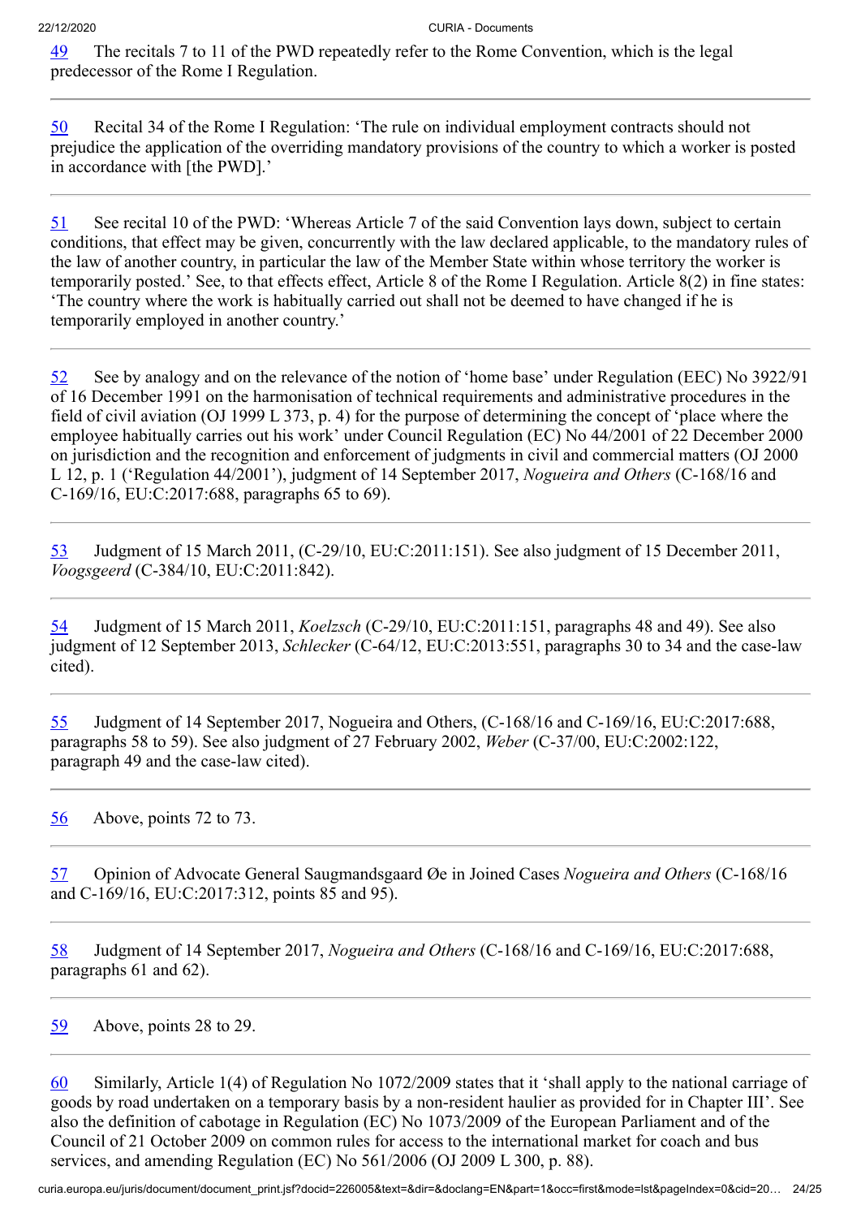49 The recitals 7 to 11 of the PWD repeatedly refer to the Rome Convention, which is the legal predecessor of the Rome I Regulation.

---

50 Recital 34 of the Rome I Regulation: 'The rule on individual employment contracts should not prejudice the application of the overriding mandatory provisions of the country to which a worker is posted in accordance with [the PWD].'

---

51 See recital 10 of the PWD: 'Whereas Article 7 of the said Convention lays down, subject to certain conditions, that effect may be given, concurrently with the law declared applicable, to the mandatory rules of the law of another country, in particular the law of the Member State within whose territory the worker is temporarily posted.' See, to that effects effect, Article 8 of the Rome I Regulation. Article 8(2) in fine states: 'The country where the work is habitually carried out shall not be deemed to have changed if he is temporarily employed in another country.'

---

52 See by analogy and on the relevance of the notion of 'home base' under Regulation (EEC) No 3922/91 of 16 December 1991 on the harmonisation of technical requirements and administrative procedures in the field of civil aviation (OJ 1999 L 373, p. 4) for the purpose of determining the concept of 'place where the employee habitually carries out his work' under Council Regulation (EC) No 44/2001 of 22 December 2000 on jurisdiction and the recognition and enforcement of judgments in civil and commercial matters (OJ 2000 L 12, p. 1 ('Regulation 44/2001'), judgment of 14 September 2017, *Nogueira and Others* (C-168/16 and C-169/16, EU:C:2017:688, paragraphs 65 to 69).

---

53 Judgment of 15 March 2011, (C-29/10, EU:C:2011:151). See also judgment of 15 December 2011, *Voogsgeerd* (C-384/10, EU:C:2011:842).

---

54 Judgment of 15 March 2011, *Koelzsch* (C-29/10, EU:C:2011:151, paragraphs 48 and 49). See also judgment of 12 September 2013, *Schlecker* (C-64/12, EU:C:2013:551, paragraphs 30 to 34 and the case-law cited).

---

55 Judgment of 14 September 2017, Nogueira and Others, (C-168/16 and C-169/16, EU:C:2017:688, paragraphs 58 to 59). See also judgment of 27 February 2002, *Weber* (C-37/00, EU:C:2002:122, paragraph 49 and the case-law cited).

---

56 Above, points 72 to 73.

---

57 Opinion of Advocate General Saugmandsgaard Øe in Joined Cases *Nogueira and Others* (C-168/16 and C-169/16, EU:C:2017:312, points 85 and 95).

---

58 Judgment of 14 September 2017, *Nogueira and Others* (C-168/16 and C-169/16, EU:C:2017:688, paragraphs 61 and 62).

---

59 Above, points 28 to 29.

---

60 Similarly, Article 1(4) of Regulation No 1072/2009 states that it 'shall apply to the national carriage of goods by road undertaken on a temporary basis by a non-resident haulier as provided for in Chapter III'. See also the definition of cabotage in Regulation (EC) No 1073/2009 of the European Parliament and of the Council of 21 October 2009 on common rules for access to the international market for coach and bus services, and amending Regulation (EC) No 561/2006 (OJ 2009 L 300, p. 88).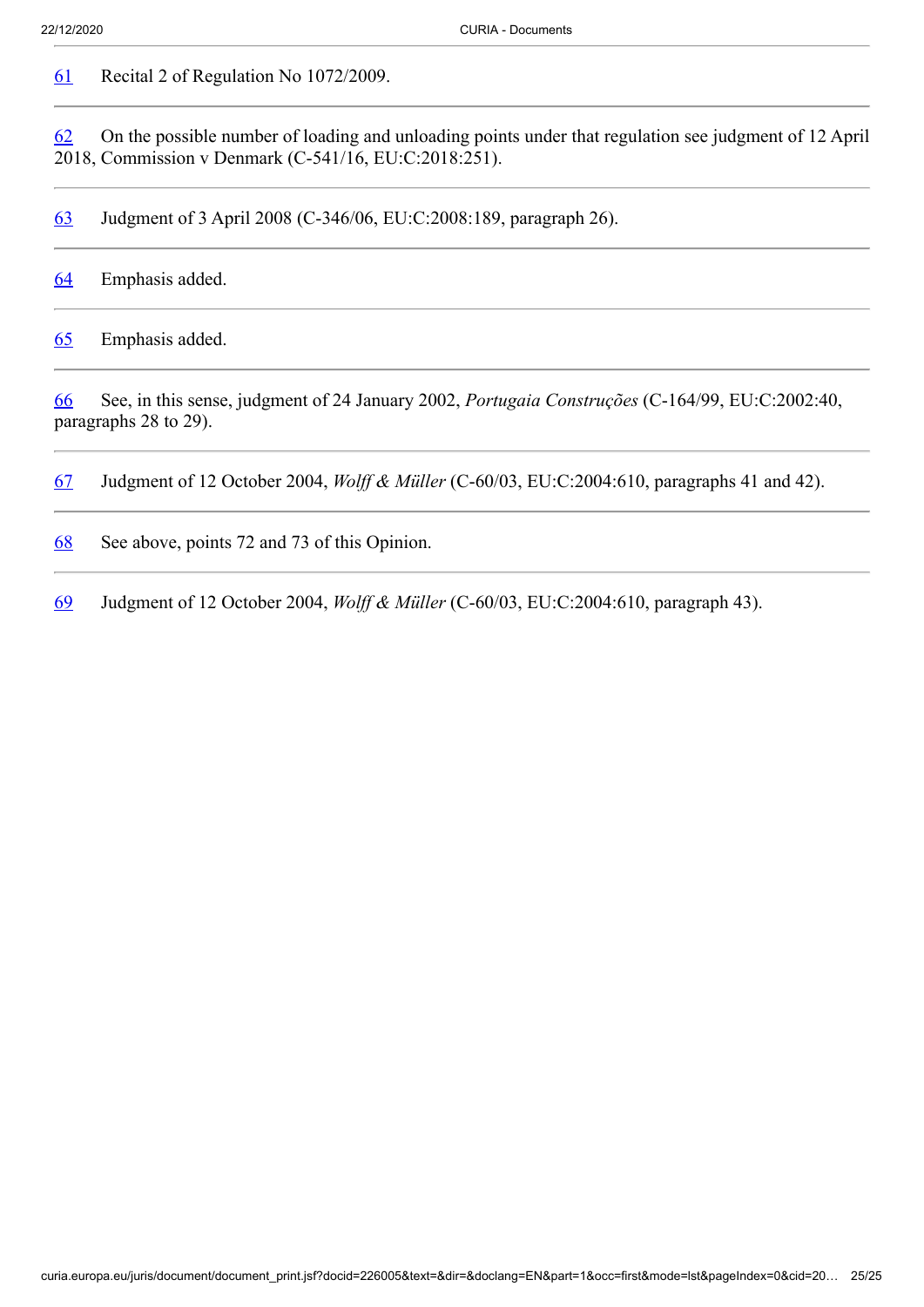61 Recital 2 of Regulation No 1072/2009.

---

62 On the possible number of loading and unloading points under that regulation see judgment of 12 April 2018, Commission v Denmark (C-541/16, EU:C:2018:251).

---

63 Judgment of 3 April 2008 (C-346/06, EU:C:2008:189, paragraph 26).

---

64 Emphasis added.

---

65 Emphasis added.

---

66 See, in this sense, judgment of 24 January 2002, *Portugaia Construções* (C-164/99, EU:C:2002:40, paragraphs 28 to 29).

---

67 Judgment of 12 October 2004, *Wolff & Müller* (C-60/03, EU:C:2004:610, paragraphs 41 and 42).

---

68 See above, points 72 and 73 of this Opinion.

---

69 Judgment of 12 October 2004, *Wolff & Müller* (C-60/03, EU:C:2004:610, paragraph 43).